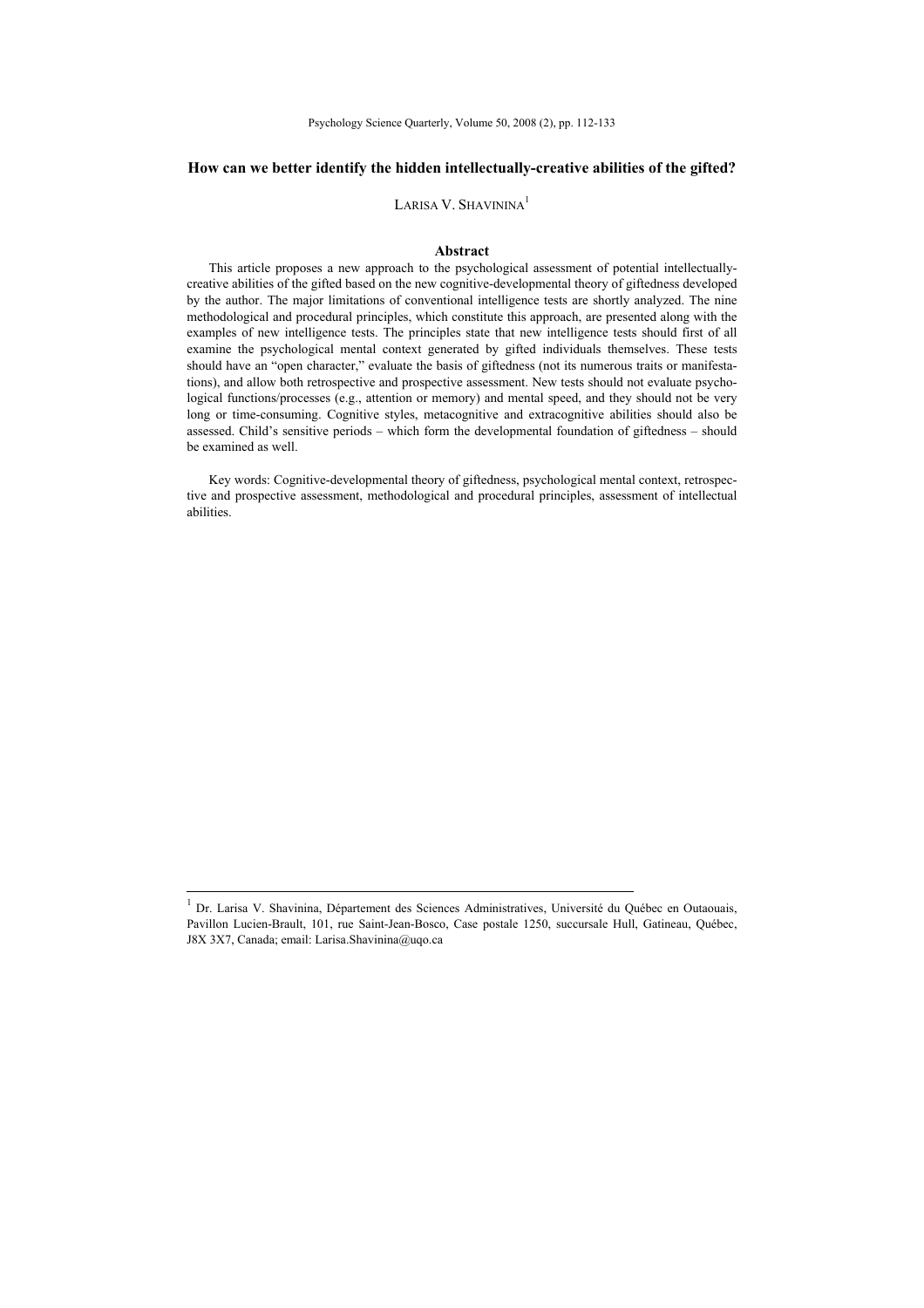# How can we better identify the hidden intellectually-creative abilities of the gifted?

LARISA V. SHAVININA[1]

## Abstract

This article proposes a new approach to the psychological assessment of potential intellectually-creative abilities of the gifted based on the new cognitive-developmental theory of giftedness developed by the author. The major limitations of conventional intelligence tests are shortly analyzed. The nine methodological and procedural principles, which constitute this approach, are presented along with the examples of new intelligence tests. The principles state that new intelligence tests should first of all examine the psychological mental context generated by gifted individuals themselves. These tests should have an "open character," evaluate the basis of giftedness (not its numerous traits or manifestations), and allow both retrospective and prospective assessment. New tests should not evaluate psychological functions/processes (e.g., attention or memory) and mental speed, and they should not be very long or time-consuming. Cognitive styles, metacognitive and extracognitive abilities should also be assessed. Child's sensitive periods – which form the developmental foundation of giftedness – should be examined as well.

Key words: Cognitive-developmental theory of giftedness, psychological mental context, retrospective and prospective assessment, methodological and procedural principles, assessment of intellectual abilities.

---

[1] Dr. Larisa V. Shavinina, Département des Sciences Administratives, Université du Québec en Outaouais, Pavillon Lucien-Brault, 101, rue Saint-Jean-Bosco, Case postale 1250, succursale Hull, Gatineau, Québec, J8X 3X7, Canada; email: Larisa.Shavinina@uqo.ca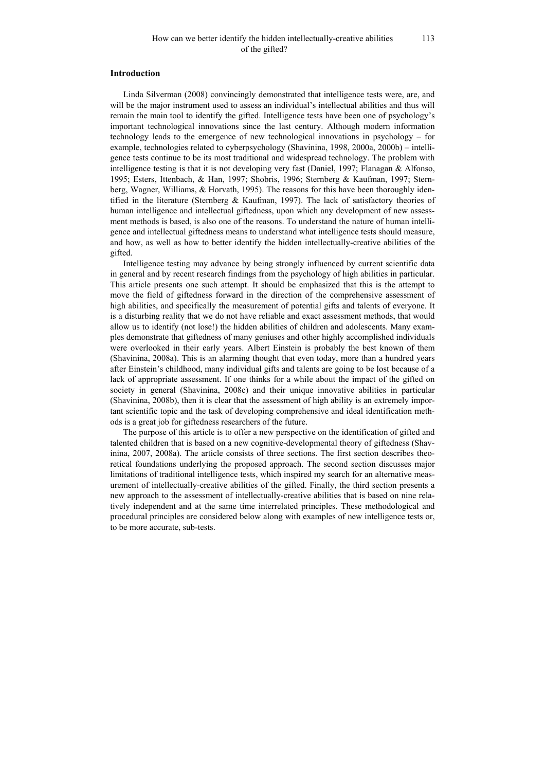## Introduction

Linda Silverman (2008) convincingly demonstrated that intelligence tests were, are, and will be the major instrument used to assess an individual's intellectual abilities and thus will remain the main tool to identify the gifted. Intelligence tests have been one of psychology's important technological innovations since the last century. Although modern information technology leads to the emergence of new technological innovations in psychology – for example, technologies related to cyberpsychology (Shavinina, 1998, 2000a, 2000b) – intelligence tests continue to be its most traditional and widespread technology. The problem with intelligence testing is that it is not developing very fast (Daniel, 1997; Flanagan & Alfonso, 1995; Esters, Ittenbach, & Han, 1997; Shobris, 1996; Sternberg & Kaufman, 1997; Sternberg, Wagner, Williams, & Horvath, 1995). The reasons for this have been thoroughly identified in the literature (Sternberg & Kaufman, 1997). The lack of satisfactory theories of human intelligence and intellectual giftedness, upon which any development of new assessment methods is based, is also one of the reasons. To understand the nature of human intelligence and intellectual giftedness means to understand what intelligence tests should measure, and how, as well as how to better identify the hidden intellectually-creative abilities of the gifted.

Intelligence testing may advance by being strongly influenced by current scientific data in general and by recent research findings from the psychology of high abilities in particular. This article presents one such attempt. It should be emphasized that this is the attempt to move the field of giftedness forward in the direction of the comprehensive assessment of high abilities, and specifically the measurement of potential gifts and talents of everyone. It is a disturbing reality that we do not have reliable and exact assessment methods, that would allow us to identify (not lose!) the hidden abilities of children and adolescents. Many examples demonstrate that giftedness of many geniuses and other highly accomplished individuals were overlooked in their early years. Albert Einstein is probably the best known of them (Shavinina, 2008a). This is an alarming thought that even today, more than a hundred years after Einstein's childhood, many individual gifts and talents are going to be lost because of a lack of appropriate assessment. If one thinks for a while about the impact of the gifted on society in general (Shavinina, 2008c) and their unique innovative abilities in particular (Shavinina, 2008b), then it is clear that the assessment of high ability is an extremely important scientific topic and the task of developing comprehensive and ideal identification methods is a great job for giftedness researchers of the future.

The purpose of this article is to offer a new perspective on the identification of gifted and talented children that is based on a new cognitive-developmental theory of giftedness (Shavinina, 2007, 2008a). The article consists of three sections. The first section describes theoretical foundations underlying the proposed approach. The second section discusses major limitations of traditional intelligence tests, which inspired my search for an alternative measurement of intellectually-creative abilities of the gifted. Finally, the third section presents a new approach to the assessment of intellectually-creative abilities that is based on nine relatively independent and at the same time interrelated principles. These methodological and procedural principles are considered below along with examples of new intelligence tests or, to be more accurate, sub-tests.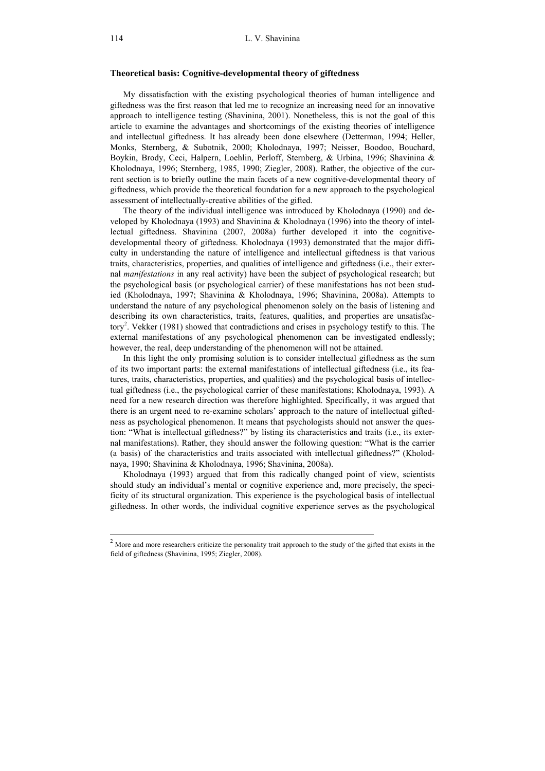### Theoretical basis: Cognitive-developmental theory of giftedness

My dissatisfaction with the existing psychological theories of human intelligence and giftedness was the first reason that led me to recognize an increasing need for an innovative approach to intelligence testing (Shavinina, 2001). Nonetheless, this is not the goal of this article to examine the advantages and shortcomings of the existing theories of intelligence and intellectual giftedness. It has already been done elsewhere (Detterman, 1994; Heller, Monks, Sternberg, & Subotnik, 2000; Kholodnaya, 1997; Neisser, Boodoo, Bouchard, Boykin, Brody, Ceci, Halpern, Loehlin, Perloff, Sternberg, & Urbina, 1996; Shavinina & Kholodnaya, 1996; Sternberg, 1985, 1990; Ziegler, 2008). Rather, the objective of the current section is to briefly outline the main facets of a new cognitive-developmental theory of giftedness, which provide the theoretical foundation for a new approach to the psychological assessment of intellectually-creative abilities of the gifted.

The theory of the individual intelligence was introduced by Kholodnaya (1990) and developed by Kholodnaya (1993) and Shavinina & Kholodnaya (1996) into the theory of intellectual giftedness. Shavinina (2007, 2008a) further developed it into the cognitive-developmental theory of giftedness. Kholodnaya (1993) demonstrated that the major difficulty in understanding the nature of intelligence and intellectual giftedness is that various traits, characteristics, properties, and qualities of intelligence and giftedness (i.e., their external *manifestations* in any real activity) have been the subject of psychological research; but the psychological basis (or psychological carrier) of these manifestations has not been studied (Kholodnaya, 1997; Shavinina & Kholodnaya, 1996; Shavinina, 2008a). Attempts to understand the nature of any psychological phenomenon solely on the basis of listening and describing its own characteristics, traits, features, qualities, and properties are unsatisfactory[2]. Vekker (1981) showed that contradictions and crises in psychology testify to this. The external manifestations of any psychological phenomenon can be investigated endlessly; however, the real, deep understanding of the phenomenon will not be attained.

In this light the only promising solution is to consider intellectual giftedness as the sum of its two important parts: the external manifestations of intellectual giftedness (i.e., its features, traits, characteristics, properties, and qualities) and the psychological basis of intellectual giftedness (i.e., the psychological carrier of these manifestations; Kholodnaya, 1993). A need for a new research direction was therefore highlighted. Specifically, it was argued that there is an urgent need to re-examine scholars' approach to the nature of intellectual giftedness as psychological phenomenon. It means that psychologists should not answer the question: "What is intellectual giftedness?" by listing its characteristics and traits (i.e., its external manifestations). Rather, they should answer the following question: "What is the carrier (a basis) of the characteristics and traits associated with intellectual giftedness?" (Kholodnaya, 1990; Shavinina & Kholodnaya, 1996; Shavinina, 2008a).

Kholodnaya (1993) argued that from this radically changed point of view, scientists should study an individual's mental or cognitive experience and, more precisely, the specificity of its structural organization. This experience is the psychological basis of intellectual giftedness. In other words, the individual cognitive experience serves as the psychological

[2] More and more researchers criticize the personality trait approach to the study of the gifted that exists in the field of giftedness (Shavinina, 1995; Ziegler, 2008).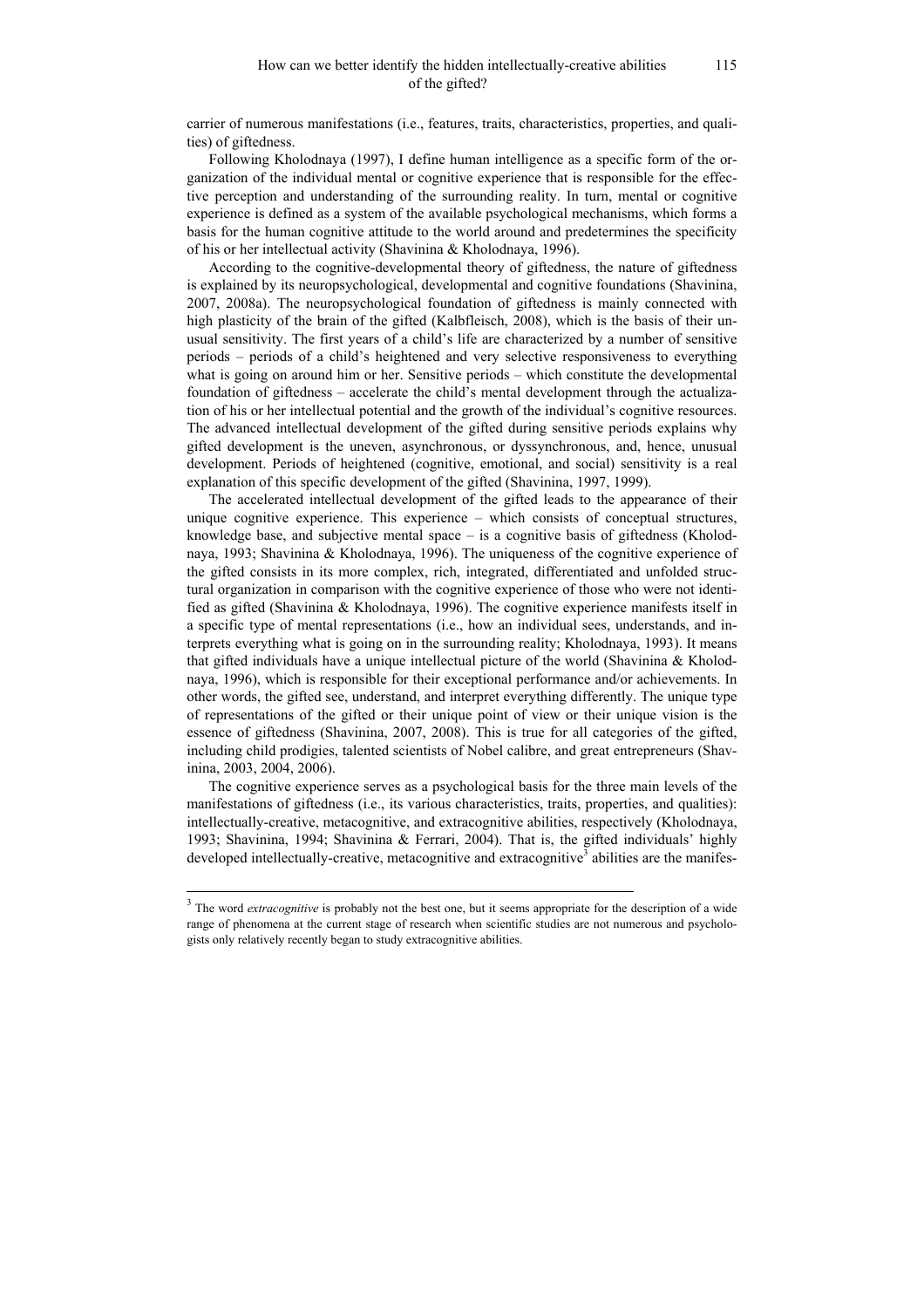carrier of numerous manifestations (i.e., features, traits, characteristics, properties, and qualities) of giftedness.

Following Kholodnaya (1997), I define human intelligence as a specific form of the organization of the individual mental or cognitive experience that is responsible for the effective perception and understanding of the surrounding reality. In turn, mental or cognitive experience is defined as a system of the available psychological mechanisms, which forms a basis for the human cognitive attitude to the world around and predetermines the specificity of his or her intellectual activity (Shavinina & Kholodnaya, 1996).

According to the cognitive-developmental theory of giftedness, the nature of giftedness is explained by its neuropsychological, developmental and cognitive foundations (Shavinina, 2007, 2008a). The neuropsychological foundation of giftedness is mainly connected with high plasticity of the brain of the gifted (Kalbfleisch, 2008), which is the basis of their unusual sensitivity. The first years of a child's life are characterized by a number of sensitive periods – periods of a child's heightened and very selective responsiveness to everything what is going on around him or her. Sensitive periods – which constitute the developmental foundation of giftedness – accelerate the child's mental development through the actualization of his or her intellectual potential and the growth of the individual's cognitive resources. The advanced intellectual development of the gifted during sensitive periods explains why gifted development is the uneven, asynchronous, or dyssynchronous, and, hence, unusual development. Periods of heightened (cognitive, emotional, and social) sensitivity is a real explanation of this specific development of the gifted (Shavinina, 1997, 1999).

The accelerated intellectual development of the gifted leads to the appearance of their unique cognitive experience. This experience – which consists of conceptual structures, knowledge base, and subjective mental space – is a cognitive basis of giftedness (Kholodnaya, 1993; Shavinina & Kholodnaya, 1996). The uniqueness of the cognitive experience of the gifted consists in its more complex, rich, integrated, differentiated and unfolded structural organization in comparison with the cognitive experience of those who were not identified as gifted (Shavinina & Kholodnaya, 1996). The cognitive experience manifests itself in a specific type of mental representations (i.e., how an individual sees, understands, and interprets everything what is going on in the surrounding reality; Kholodnaya, 1993). It means that gifted individuals have a unique intellectual picture of the world (Shavinina & Kholodnaya, 1996), which is responsible for their exceptional performance and/or achievements. In other words, the gifted see, understand, and interpret everything differently. The unique type of representations of the gifted or their unique point of view or their unique vision is the essence of giftedness (Shavinina, 2007, 2008). This is true for all categories of the gifted, including child prodigies, talented scientists of Nobel calibre, and great entrepreneurs (Shavinina, 2003, 2004, 2006).

The cognitive experience serves as a psychological basis for the three main levels of the manifestations of giftedness (i.e., its various characteristics, traits, properties, and qualities): intellectually-creative, metacognitive, and extracognitive abilities, respectively (Kholodnaya, 1993; Shavinina, 1994; Shavinina & Ferrari, 2004). That is, the gifted individuals' highly developed intellectually-creative, metacognitive and extracognitive[3] abilities are the manifes-

[3] The word *extracognitive* is probably not the best one, but it seems appropriate for the description of a wide range of phenomena at the current stage of research when scientific studies are not numerous and psychologists only relatively recently began to study extracognitive abilities.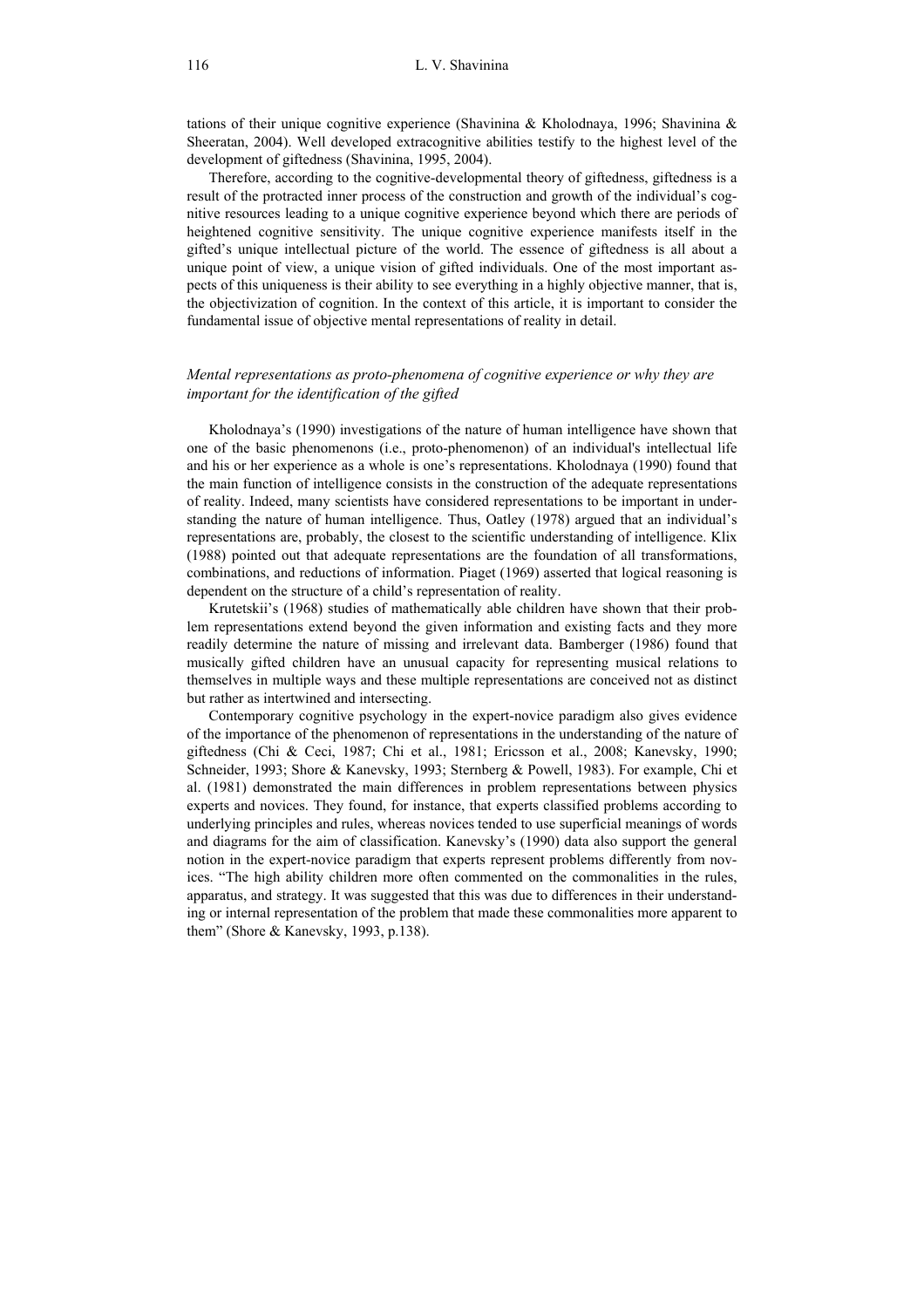tations of their unique cognitive experience (Shavinina & Kholodnaya, 1996; Shavinina & Sheeratan, 2004). Well developed extracognitive abilities testify to the highest level of the development of giftedness (Shavinina, 1995, 2004).

Therefore, according to the cognitive-developmental theory of giftedness, giftedness is a result of the protracted inner process of the construction and growth of the individual's cognitive resources leading to a unique cognitive experience beyond which there are periods of heightened cognitive sensitivity. The unique cognitive experience manifests itself in the gifted's unique intellectual picture of the world. The essence of giftedness is all about a unique point of view, a unique vision of gifted individuals. One of the most important aspects of this uniqueness is their ability to see everything in a highly objective manner, that is, the objectivization of cognition. In the context of this article, it is important to consider the fundamental issue of objective mental representations of reality in detail.

### *Mental representations as proto-phenomena of cognitive experience or why they are important for the identification of the gifted*

Kholodnaya's (1990) investigations of the nature of human intelligence have shown that one of the basic phenomenons (i.e., proto-phenomenon) of an individual's intellectual life and his or her experience as a whole is one's representations. Kholodnaya (1990) found that the main function of intelligence consists in the construction of the adequate representations of reality. Indeed, many scientists have considered representations to be important in understanding the nature of human intelligence. Thus, Oatley (1978) argued that an individual's representations are, probably, the closest to the scientific understanding of intelligence. Klix (1988) pointed out that adequate representations are the foundation of all transformations, combinations, and reductions of information. Piaget (1969) asserted that logical reasoning is dependent on the structure of a child's representation of reality.

Krutetskii's (1968) studies of mathematically able children have shown that their problem representations extend beyond the given information and existing facts and they more readily determine the nature of missing and irrelevant data. Bamberger (1986) found that musically gifted children have an unusual capacity for representing musical relations to themselves in multiple ways and these multiple representations are conceived not as distinct but rather as intertwined and intersecting.

Contemporary cognitive psychology in the expert-novice paradigm also gives evidence of the importance of the phenomenon of representations in the understanding of the nature of giftedness (Chi & Ceci, 1987; Chi et al., 1981; Ericsson et al., 2008; Kanevsky, 1990; Schneider, 1993; Shore & Kanevsky, 1993; Sternberg & Powell, 1983). For example, Chi et al. (1981) demonstrated the main differences in problem representations between physics experts and novices. They found, for instance, that experts classified problems according to underlying principles and rules, whereas novices tended to use superficial meanings of words and diagrams for the aim of classification. Kanevsky's (1990) data also support the general notion in the expert-novice paradigm that experts represent problems differently from novices. "The high ability children more often commented on the commonalities in the rules, apparatus, and strategy. It was suggested that this was due to differences in their understanding or internal representation of the problem that made these commonalities more apparent to them" (Shore & Kanevsky, 1993, p.138).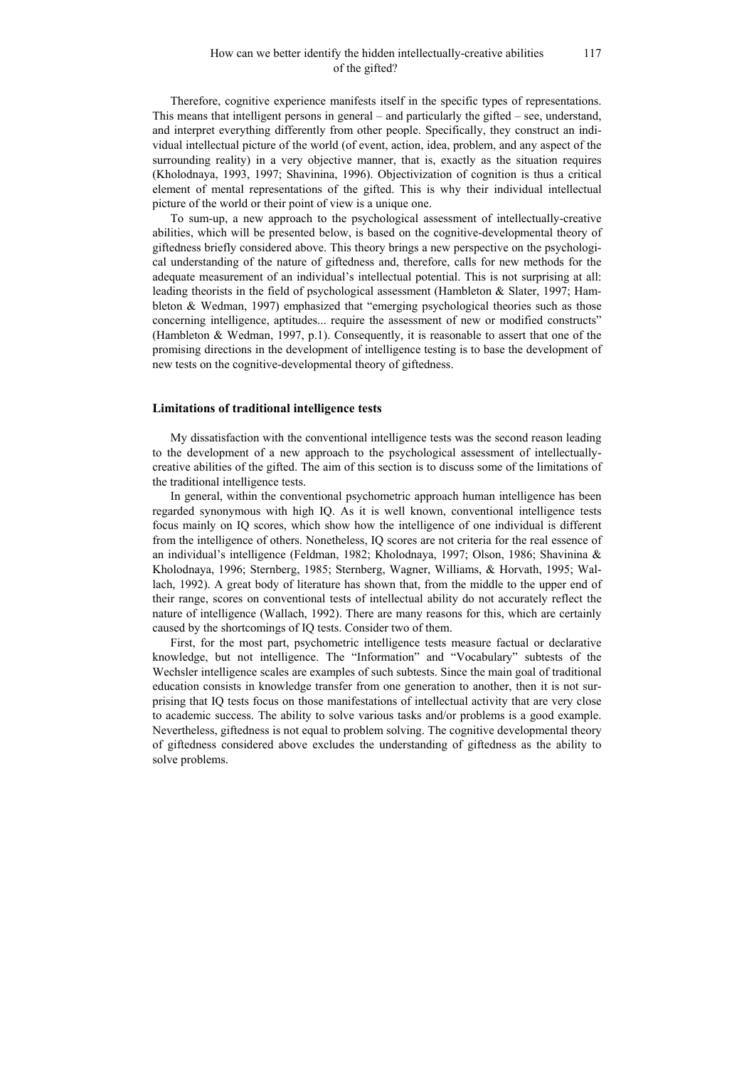Therefore, cognitive experience manifests itself in the specific types of representations. This means that intelligent persons in general – and particularly the gifted – see, understand, and interpret everything differently from other people. Specifically, they construct an individual intellectual picture of the world (of event, action, idea, problem, and any aspect of the surrounding reality) in a very objective manner, that is, exactly as the situation requires (Kholodnaya, 1993, 1997; Shavinina, 1996). Objectivization of cognition is thus a critical element of mental representations of the gifted. This is why their individual intellectual picture of the world or their point of view is a unique one.

To sum-up, a new approach to the psychological assessment of intellectually-creative abilities, which will be presented below, is based on the cognitive-developmental theory of giftedness briefly considered above. This theory brings a new perspective on the psychological understanding of the nature of giftedness and, therefore, calls for new methods for the adequate measurement of an individual's intellectual potential. This is not surprising at all: leading theorists in the field of psychological assessment (Hambleton & Slater, 1997; Hambleton & Wedman, 1997) emphasized that "emerging psychological theories such as those concerning intelligence, aptitudes... require the assessment of new or modified constructs" (Hambleton & Wedman, 1997, p.1). Consequently, it is reasonable to assert that one of the promising directions in the development of intelligence testing is to base the development of new tests on the cognitive-developmental theory of giftedness.

### Limitations of traditional intelligence tests

My dissatisfaction with the conventional intelligence tests was the second reason leading to the development of a new approach to the psychological assessment of intellectually-creative abilities of the gifted. The aim of this section is to discuss some of the limitations of the traditional intelligence tests.

In general, within the conventional psychometric approach human intelligence has been regarded synonymous with high IQ. As it is well known, conventional intelligence tests focus mainly on IQ scores, which show how the intelligence of one individual is different from the intelligence of others. Nonetheless, IQ scores are not criteria for the real essence of an individual's intelligence (Feldman, 1982; Kholodnaya, 1997; Olson, 1986; Shavinina & Kholodnaya, 1996; Sternberg, 1985; Sternberg, Wagner, Williams, & Horvath, 1995; Wallach, 1992). A great body of literature has shown that, from the middle to the upper end of their range, scores on conventional tests of intellectual ability do not accurately reflect the nature of intelligence (Wallach, 1992). There are many reasons for this, which are certainly caused by the shortcomings of IQ tests. Consider two of them.

First, for the most part, psychometric intelligence tests measure factual or declarative knowledge, but not intelligence. The "Information" and "Vocabulary" subtests of the Wechsler intelligence scales are examples of such subtests. Since the main goal of traditional education consists in knowledge transfer from one generation to another, then it is not surprising that IQ tests focus on those manifestations of intellectual activity that are very close to academic success. The ability to solve various tasks and/or problems is a good example. Nevertheless, giftedness is not equal to problem solving. The cognitive developmental theory of giftedness considered above excludes the understanding of giftedness as the ability to solve problems.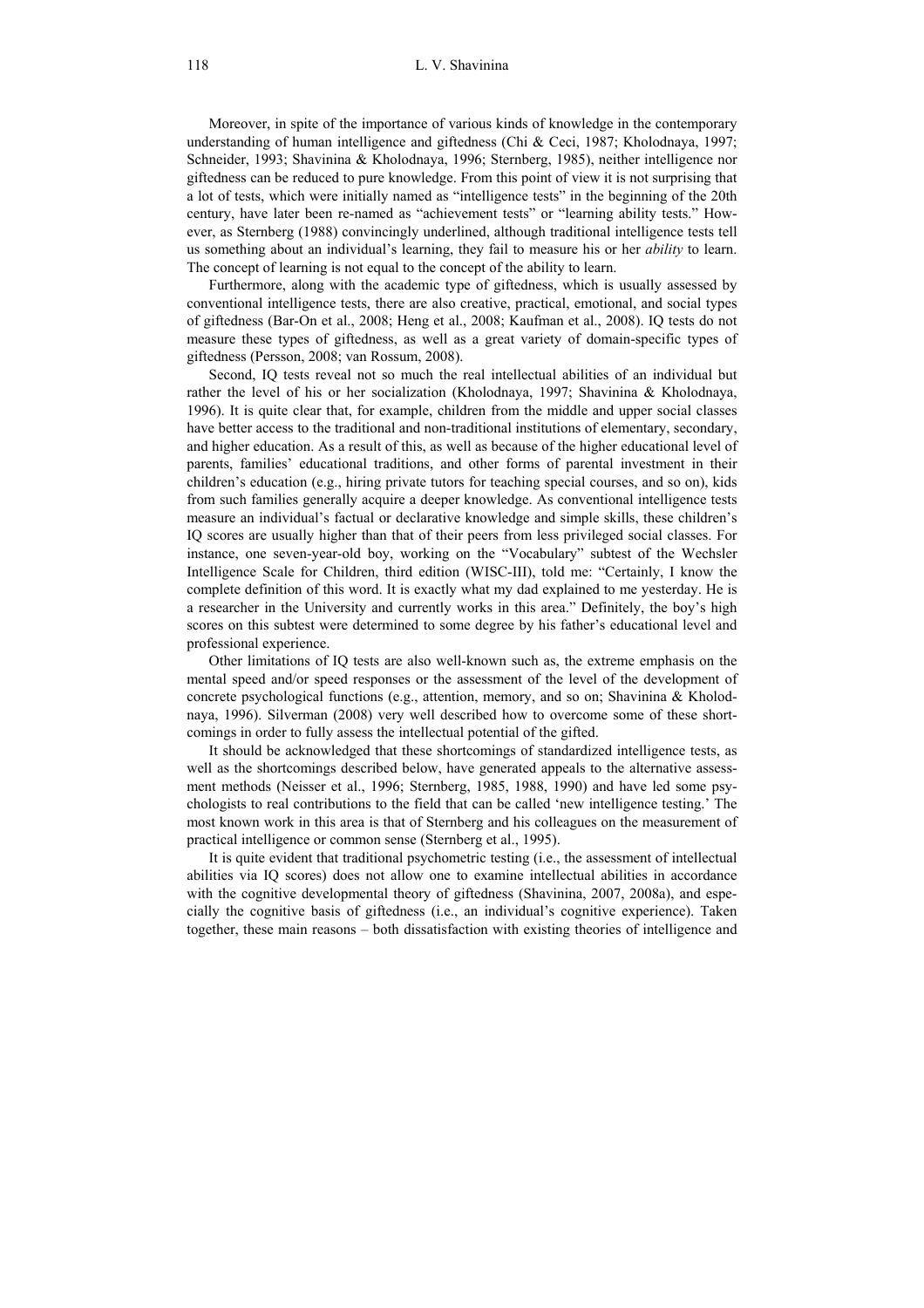Moreover, in spite of the importance of various kinds of knowledge in the contemporary understanding of human intelligence and giftedness (Chi & Ceci, 1987; Kholodnaya, 1997; Schneider, 1993; Shavinina & Kholodnaya, 1996; Sternberg, 1985), neither intelligence nor giftedness can be reduced to pure knowledge. From this point of view it is not surprising that a lot of tests, which were initially named as "intelligence tests" in the beginning of the 20th century, have later been re-named as "achievement tests" or "learning ability tests." However, as Sternberg (1988) convincingly underlined, although traditional intelligence tests tell us something about an individual's learning, they fail to measure his or her *ability* to learn. The concept of learning is not equal to the concept of the ability to learn.

Furthermore, along with the academic type of giftedness, which is usually assessed by conventional intelligence tests, there are also creative, practical, emotional, and social types of giftedness (Bar-On et al., 2008; Heng et al., 2008; Kaufman et al., 2008). IQ tests do not measure these types of giftedness, as well as a great variety of domain-specific types of giftedness (Persson, 2008; van Rossum, 2008).

Second, IQ tests reveal not so much the real intellectual abilities of an individual but rather the level of his or her socialization (Kholodnaya, 1997; Shavinina & Kholodnaya, 1996). It is quite clear that, for example, children from the middle and upper social classes have better access to the traditional and non-traditional institutions of elementary, secondary, and higher education. As a result of this, as well as because of the higher educational level of parents, families' educational traditions, and other forms of parental investment in their children's education (e.g., hiring private tutors for teaching special courses, and so on), kids from such families generally acquire a deeper knowledge. As conventional intelligence tests measure an individual's factual or declarative knowledge and simple skills, these children's IQ scores are usually higher than that of their peers from less privileged social classes. For instance, one seven-year-old boy, working on the "Vocabulary" subtest of the Wechsler Intelligence Scale for Children, third edition (WISC-III), told me: "Certainly, I know the complete definition of this word. It is exactly what my dad explained to me yesterday. He is a researcher in the University and currently works in this area." Definitely, the boy's high scores on this subtest were determined to some degree by his father's educational level and professional experience.

Other limitations of IQ tests are also well-known such as, the extreme emphasis on the mental speed and/or speed responses or the assessment of the level of the development of concrete psychological functions (e.g., attention, memory, and so on; Shavinina & Kholodnaya, 1996). Silverman (2008) very well described how to overcome some of these shortcomings in order to fully assess the intellectual potential of the gifted.

It should be acknowledged that these shortcomings of standardized intelligence tests, as well as the shortcomings described below, have generated appeals to the alternative assessment methods (Neisser et al., 1996; Sternberg, 1985, 1988, 1990) and have led some psychologists to real contributions to the field that can be called 'new intelligence testing.' The most known work in this area is that of Sternberg and his colleagues on the measurement of practical intelligence or common sense (Sternberg et al., 1995).

It is quite evident that traditional psychometric testing (i.e., the assessment of intellectual abilities via IQ scores) does not allow one to examine intellectual abilities in accordance with the cognitive developmental theory of giftedness (Shavinina, 2007, 2008a), and especially the cognitive basis of giftedness (i.e., an individual's cognitive experience). Taken together, these main reasons – both dissatisfaction with existing theories of intelligence and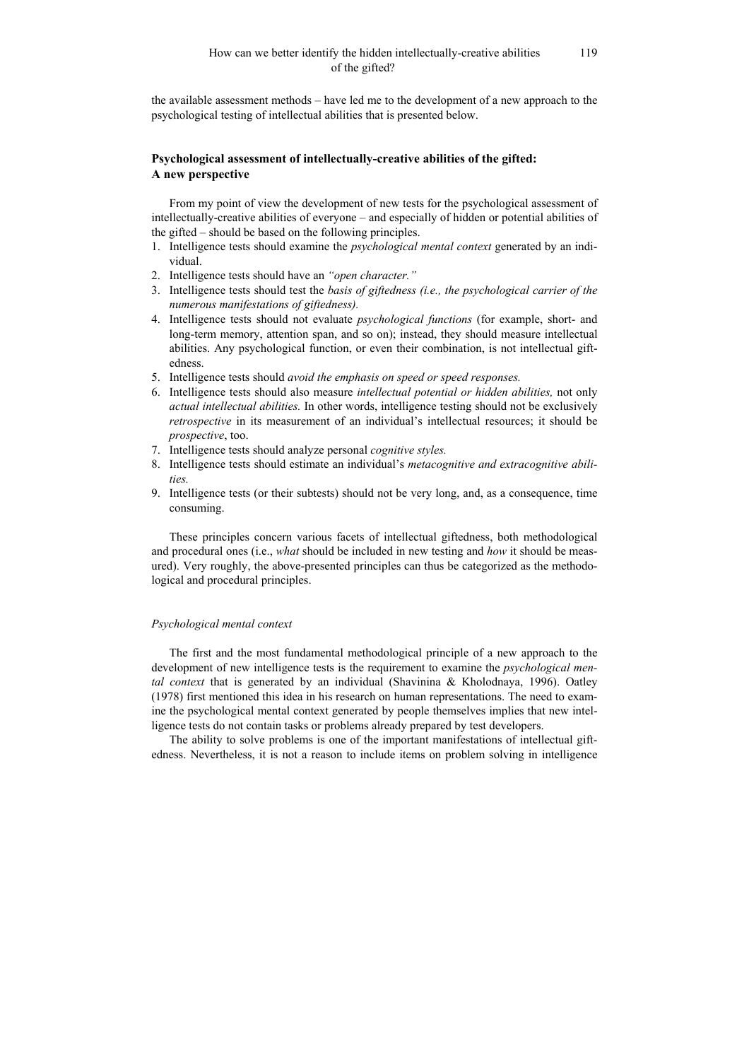the available assessment methods – have led me to the development of a new approach to the psychological testing of intellectual abilities that is presented below.

## Psychological assessment of intellectually-creative abilities of the gifted: A new perspective

From my point of view the development of new tests for the psychological assessment of intellectually-creative abilities of everyone – and especially of hidden or potential abilities of the gifted – should be based on the following principles.

1. Intelligence tests should examine the *psychological mental context* generated by an individual.
2. Intelligence tests should have an *"open character."*
3. Intelligence tests should test the *basis of giftedness (i.e., the psychological carrier of the numerous manifestations of giftedness).*
4. Intelligence tests should not evaluate *psychological functions* (for example, short- and long-term memory, attention span, and so on); instead, they should measure intellectual abilities. Any psychological function, or even their combination, is not intellectual giftedness.
5. Intelligence tests should *avoid the emphasis on speed or speed responses.*
6. Intelligence tests should also measure *intellectual potential or hidden abilities,* not only *actual intellectual abilities.* In other words, intelligence testing should not be exclusively *retrospective* in its measurement of an individual's intellectual resources; it should be *prospective*, too.
7. Intelligence tests should analyze personal *cognitive styles.*
8. Intelligence tests should estimate an individual's *metacognitive and extracognitive abilities.*
9. Intelligence tests (or their subtests) should not be very long, and, as a consequence, time consuming.

These principles concern various facets of intellectual giftedness, both methodological and procedural ones (i.e., *what* should be included in new testing and *how* it should be measured). Very roughly, the above-presented principles can thus be categorized as the methodological and procedural principles.

### *Psychological mental context*

The first and the most fundamental methodological principle of a new approach to the development of new intelligence tests is the requirement to examine the *psychological mental context* that is generated by an individual (Shavinina & Kholodnaya, 1996). Oatley (1978) first mentioned this idea in his research on human representations. The need to examine the psychological mental context generated by people themselves implies that new intelligence tests do not contain tasks or problems already prepared by test developers.

The ability to solve problems is one of the important manifestations of intellectual giftedness. Nevertheless, it is not a reason to include items on problem solving in intelligence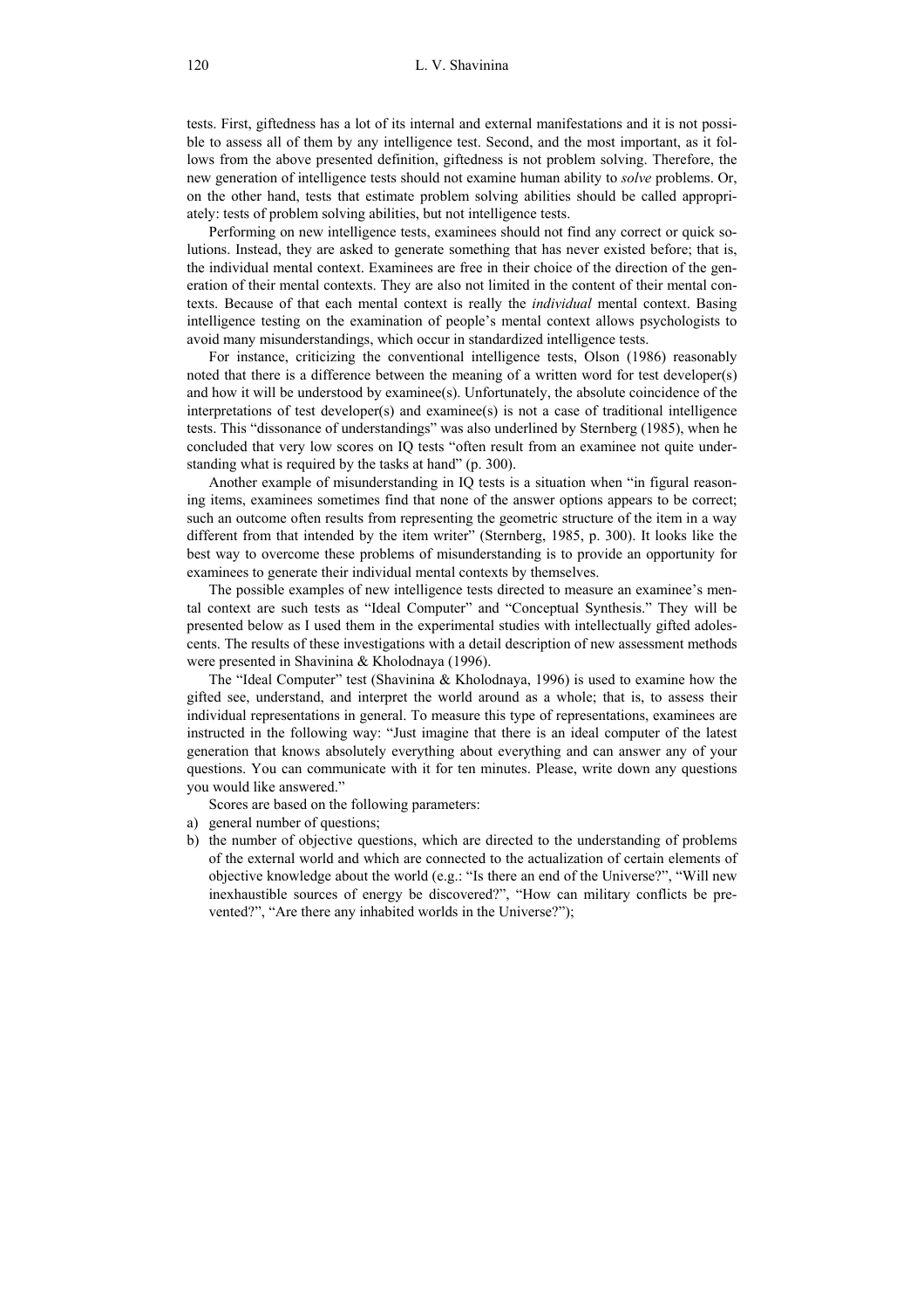tests. First, giftedness has a lot of its internal and external manifestations and it is not possible to assess all of them by any intelligence test. Second, and the most important, as it follows from the above presented definition, giftedness is not problem solving. Therefore, the new generation of intelligence tests should not examine human ability to *solve* problems. Or, on the other hand, tests that estimate problem solving abilities should be called appropriately: tests of problem solving abilities, but not intelligence tests.

Performing on new intelligence tests, examinees should not find any correct or quick solutions. Instead, they are asked to generate something that has never existed before; that is, the individual mental context. Examinees are free in their choice of the direction of the generation of their mental contexts. They are also not limited in the content of their mental contexts. Because of that each mental context is really the *individual* mental context. Basing intelligence testing on the examination of people's mental context allows psychologists to avoid many misunderstandings, which occur in standardized intelligence tests.

For instance, criticizing the conventional intelligence tests, Olson (1986) reasonably noted that there is a difference between the meaning of a written word for test developer(s) and how it will be understood by examinee(s). Unfortunately, the absolute coincidence of the interpretations of test developer(s) and examinee(s) is not a case of traditional intelligence tests. This "dissonance of understandings" was also underlined by Sternberg (1985), when he concluded that very low scores on IQ tests "often result from an examinee not quite understanding what is required by the tasks at hand" (p. 300).

Another example of misunderstanding in IQ tests is a situation when "in figural reasoning items, examinees sometimes find that none of the answer options appears to be correct; such an outcome often results from representing the geometric structure of the item in a way different from that intended by the item writer" (Sternberg, 1985, p. 300). It looks like the best way to overcome these problems of misunderstanding is to provide an opportunity for examinees to generate their individual mental contexts by themselves.

The possible examples of new intelligence tests directed to measure an examinee's mental context are such tests as "Ideal Computer" and "Conceptual Synthesis." They will be presented below as I used them in the experimental studies with intellectually gifted adolescents. The results of these investigations with a detail description of new assessment methods were presented in Shavinina & Kholodnaya (1996).

The "Ideal Computer" test (Shavinina & Kholodnaya, 1996) is used to examine how the gifted see, understand, and interpret the world around as a whole; that is, to assess their individual representations in general. To measure this type of representations, examinees are instructed in the following way: "Just imagine that there is an ideal computer of the latest generation that knows absolutely everything about everything and can answer any of your questions. You can communicate with it for ten minutes. Please, write down any questions you would like answered."

Scores are based on the following parameters:

a) general number of questions;
b) the number of objective questions, which are directed to the understanding of problems of the external world and which are connected to the actualization of certain elements of objective knowledge about the world (e.g.: "Is there an end of the Universe?", "Will new inexhaustible sources of energy be discovered?", "How can military conflicts be prevented?", "Are there any inhabited worlds in the Universe?");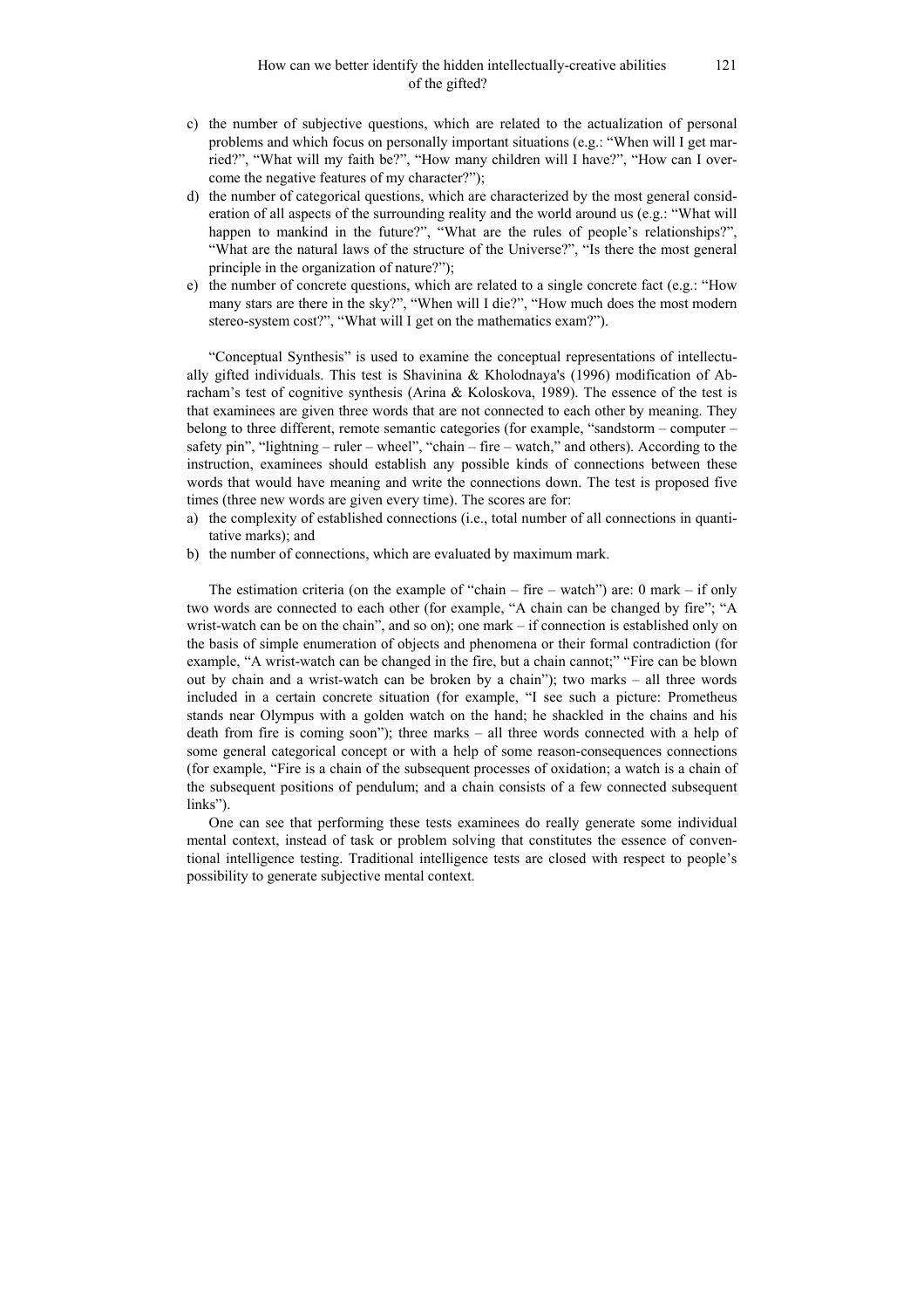c) the number of subjective questions, which are related to the actualization of personal problems and which focus on personally important situations (e.g.: "When will I get married?", "What will my faith be?", "How many children will I have?", "How can I overcome the negative features of my character?");
d) the number of categorical questions, which are characterized by the most general consideration of all aspects of the surrounding reality and the world around us (e.g.: "What will happen to mankind in the future?", "What are the rules of people's relationships?", "What are the natural laws of the structure of the Universe?", "Is there the most general principle in the organization of nature?");
e) the number of concrete questions, which are related to a single concrete fact (e.g.: "How many stars are there in the sky?", "When will I die?", "How much does the most modern stereo-system cost?", "What will I get on the mathematics exam?").

"Conceptual Synthesis" is used to examine the conceptual representations of intellectually gifted individuals. This test is Shavinina & Kholodnaya's (1996) modification of Abracham's test of cognitive synthesis (Arina & Koloskova, 1989). The essence of the test is that examinees are given three words that are not connected to each other by meaning. They belong to three different, remote semantic categories (for example, "sandstorm – computer – safety pin", "lightning – ruler – wheel", "chain – fire – watch," and others). According to the instruction, examinees should establish any possible kinds of connections between these words that would have meaning and write the connections down. The test is proposed five times (three new words are given every time). The scores are for:

a) the complexity of established connections (i.e., total number of all connections in quantitative marks); and
b) the number of connections, which are evaluated by maximum mark.

The estimation criteria (on the example of "chain – fire – watch") are: 0 mark – if only two words are connected to each other (for example, "A chain can be changed by fire"; "A wrist-watch can be on the chain", and so on); one mark – if connection is established only on the basis of simple enumeration of objects and phenomena or their formal contradiction (for example, "A wrist-watch can be changed in the fire, but a chain cannot;" "Fire can be blown out by chain and a wrist-watch can be broken by a chain"); two marks – all three words included in a certain concrete situation (for example, "I see such a picture: Prometheus stands near Olympus with a golden watch on the hand; he shackled in the chains and his death from fire is coming soon"); three marks – all three words connected with a help of some general categorical concept or with a help of some reason-consequences connections (for example, "Fire is a chain of the subsequent processes of oxidation; a watch is a chain of the subsequent positions of pendulum; and a chain consists of a few connected subsequent links").

One can see that performing these tests examinees do really generate some individual mental context, instead of task or problem solving that constitutes the essence of conventional intelligence testing. Traditional intelligence tests are closed with respect to people's possibility to generate subjective mental context.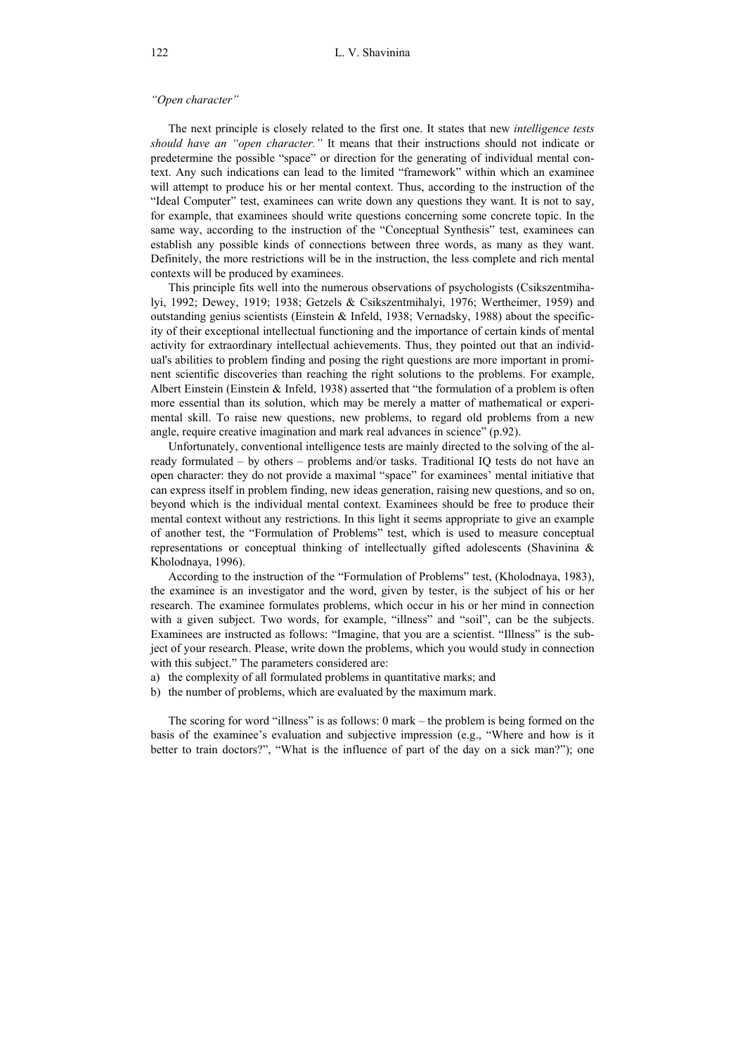*"Open character"*

The next principle is closely related to the first one. It states that new *intelligence tests should have an "open character."* It means that their instructions should not indicate or predetermine the possible "space" or direction for the generating of individual mental context. Any such indications can lead to the limited "framework" within which an examinee will attempt to produce his or her mental context. Thus, according to the instruction of the "Ideal Computer" test, examinees can write down any questions they want. It is not to say, for example, that examinees should write questions concerning some concrete topic. In the same way, according to the instruction of the "Conceptual Synthesis" test, examinees can establish any possible kinds of connections between three words, as many as they want. Definitely, the more restrictions will be in the instruction, the less complete and rich mental contexts will be produced by examinees.

This principle fits well into the numerous observations of psychologists (Csikszentmihalyi, 1992; Dewey, 1919; 1938; Getzels & Csikszentmihalyi, 1976; Wertheimer, 1959) and outstanding genius scientists (Einstein & Infeld, 1938; Vernadsky, 1988) about the specificity of their exceptional intellectual functioning and the importance of certain kinds of mental activity for extraordinary intellectual achievements. Thus, they pointed out that an individual's abilities to problem finding and posing the right questions are more important in prominent scientific discoveries than reaching the right solutions to the problems. For example, Albert Einstein (Einstein & Infeld, 1938) asserted that "the formulation of a problem is often more essential than its solution, which may be merely a matter of mathematical or experimental skill. To raise new questions, new problems, to regard old problems from a new angle, require creative imagination and mark real advances in science" (p.92).

Unfortunately, conventional intelligence tests are mainly directed to the solving of the already formulated – by others – problems and/or tasks. Traditional IQ tests do not have an open character: they do not provide a maximal "space" for examinees' mental initiative that can express itself in problem finding, new ideas generation, raising new questions, and so on, beyond which is the individual mental context. Examinees should be free to produce their mental context without any restrictions. In this light it seems appropriate to give an example of another test, the "Formulation of Problems" test, which is used to measure conceptual representations or conceptual thinking of intellectually gifted adolescents (Shavinina & Kholodnaya, 1996).

According to the instruction of the "Formulation of Problems" test, (Kholodnaya, 1983), the examinee is an investigator and the word, given by tester, is the subject of his or her research. The examinee formulates problems, which occur in his or her mind in connection with a given subject. Two words, for example, "illness" and "soil", can be the subjects. Examinees are instructed as follows: "Imagine, that you are a scientist. "Illness" is the subject of your research. Please, write down the problems, which you would study in connection with this subject." The parameters considered are:

a) the complexity of all formulated problems in quantitative marks; and
b) the number of problems, which are evaluated by the maximum mark.

The scoring for word "illness" is as follows: 0 mark – the problem is being formed on the basis of the examinee's evaluation and subjective impression (e.g., "Where and how is it better to train doctors?", "What is the influence of part of the day on a sick man?"); one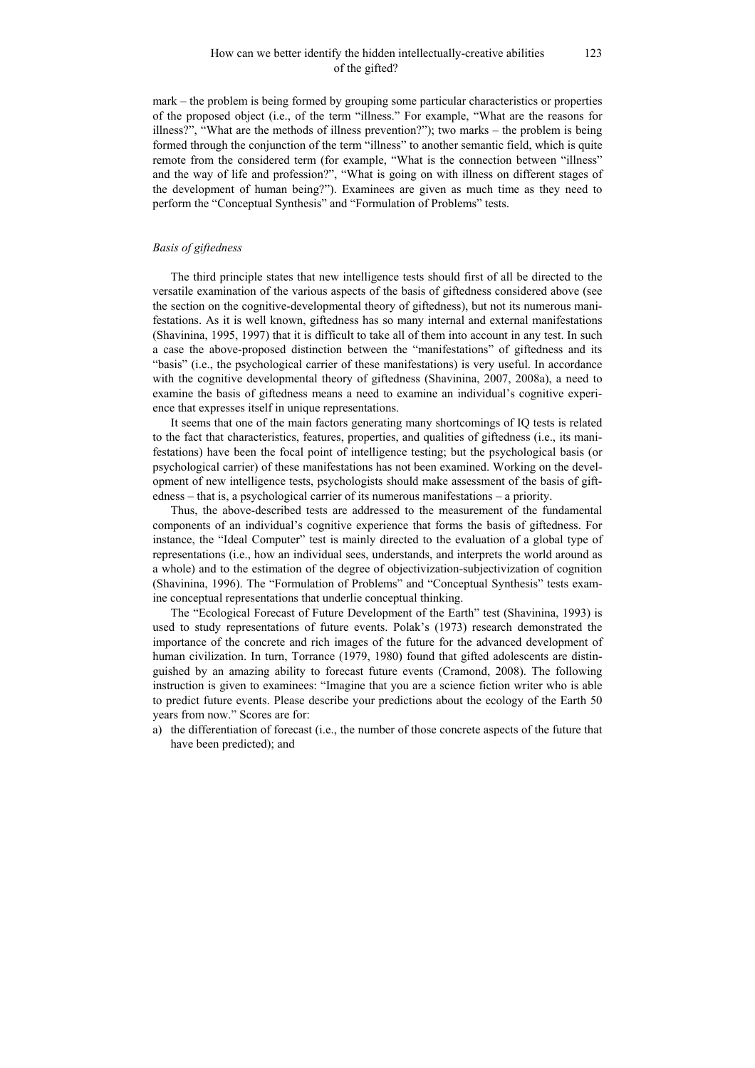mark – the problem is being formed by grouping some particular characteristics or properties of the proposed object (i.e., of the term "illness." For example, "What are the reasons for illness?", "What are the methods of illness prevention?"); two marks – the problem is being formed through the conjunction of the term "illness" to another semantic field, which is quite remote from the considered term (for example, "What is the connection between "illness" and the way of life and profession?", "What is going on with illness on different stages of the development of human being?"). Examinees are given as much time as they need to perform the "Conceptual Synthesis" and "Formulation of Problems" tests.

### *Basis of giftedness*

The third principle states that new intelligence tests should first of all be directed to the versatile examination of the various aspects of the basis of giftedness considered above (see the section on the cognitive-developmental theory of giftedness), but not its numerous manifestations. As it is well known, giftedness has so many internal and external manifestations (Shavinina, 1995, 1997) that it is difficult to take all of them into account in any test. In such a case the above-proposed distinction between the "manifestations" of giftedness and its "basis" (i.e., the psychological carrier of these manifestations) is very useful. In accordance with the cognitive developmental theory of giftedness (Shavinina, 2007, 2008a), a need to examine the basis of giftedness means a need to examine an individual's cognitive experience that expresses itself in unique representations.

It seems that one of the main factors generating many shortcomings of IQ tests is related to the fact that characteristics, features, properties, and qualities of giftedness (i.e., its manifestations) have been the focal point of intelligence testing; but the psychological basis (or psychological carrier) of these manifestations has not been examined. Working on the development of new intelligence tests, psychologists should make assessment of the basis of giftedness – that is, a psychological carrier of its numerous manifestations – a priority.

Thus, the above-described tests are addressed to the measurement of the fundamental components of an individual's cognitive experience that forms the basis of giftedness. For instance, the "Ideal Computer" test is mainly directed to the evaluation of a global type of representations (i.e., how an individual sees, understands, and interprets the world around as a whole) and to the estimation of the degree of objectivization-subjectivization of cognition (Shavinina, 1996). The "Formulation of Problems" and "Conceptual Synthesis" tests examine conceptual representations that underlie conceptual thinking.

The "Ecological Forecast of Future Development of the Earth" test (Shavinina, 1993) is used to study representations of future events. Polak's (1973) research demonstrated the importance of the concrete and rich images of the future for the advanced development of human civilization. In turn, Torrance (1979, 1980) found that gifted adolescents are distinguished by an amazing ability to forecast future events (Cramond, 2008). The following instruction is given to examinees: "Imagine that you are a science fiction writer who is able to predict future events. Please describe your predictions about the ecology of the Earth 50 years from now." Scores are for:

a) the differentiation of forecast (i.e., the number of those concrete aspects of the future that have been predicted); and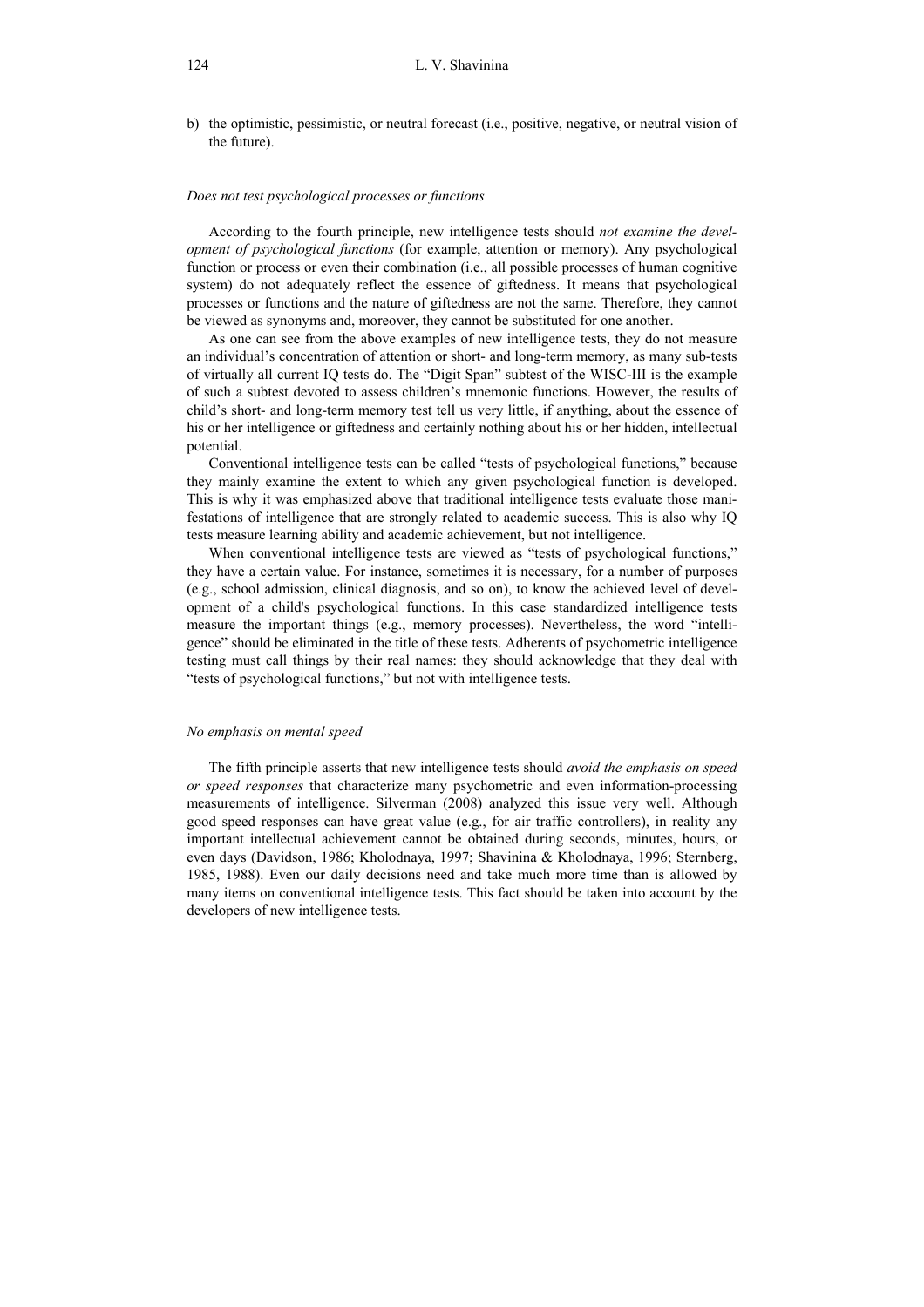b) the optimistic, pessimistic, or neutral forecast (i.e., positive, negative, or neutral vision of the future).

*Does not test psychological processes or functions*

According to the fourth principle, new intelligence tests should *not examine the development of psychological functions* (for example, attention or memory). Any psychological function or process or even their combination (i.e., all possible processes of human cognitive system) do not adequately reflect the essence of giftedness. It means that psychological processes or functions and the nature of giftedness are not the same. Therefore, they cannot be viewed as synonyms and, moreover, they cannot be substituted for one another.

As one can see from the above examples of new intelligence tests, they do not measure an individual's concentration of attention or short- and long-term memory, as many sub-tests of virtually all current IQ tests do. The "Digit Span" subtest of the WISC-III is the example of such a subtest devoted to assess children's mnemonic functions. However, the results of child's short- and long-term memory test tell us very little, if anything, about the essence of his or her intelligence or giftedness and certainly nothing about his or her hidden, intellectual potential.

Conventional intelligence tests can be called "tests of psychological functions," because they mainly examine the extent to which any given psychological function is developed. This is why it was emphasized above that traditional intelligence tests evaluate those manifestations of intelligence that are strongly related to academic success. This is also why IQ tests measure learning ability and academic achievement, but not intelligence.

When conventional intelligence tests are viewed as "tests of psychological functions," they have a certain value. For instance, sometimes it is necessary, for a number of purposes (e.g., school admission, clinical diagnosis, and so on), to know the achieved level of development of a child's psychological functions. In this case standardized intelligence tests measure the important things (e.g., memory processes). Nevertheless, the word "intelligence" should be eliminated in the title of these tests. Adherents of psychometric intelligence testing must call things by their real names: they should acknowledge that they deal with "tests of psychological functions," but not with intelligence tests.

*No emphasis on mental speed*

The fifth principle asserts that new intelligence tests should *avoid the emphasis on speed or speed responses* that characterize many psychometric and even information-processing measurements of intelligence. Silverman (2008) analyzed this issue very well. Although good speed responses can have great value (e.g., for air traffic controllers), in reality any important intellectual achievement cannot be obtained during seconds, minutes, hours, or even days (Davidson, 1986; Kholodnaya, 1997; Shavinina & Kholodnaya, 1996; Sternberg, 1985, 1988). Even our daily decisions need and take much more time than is allowed by many items on conventional intelligence tests. This fact should be taken into account by the developers of new intelligence tests.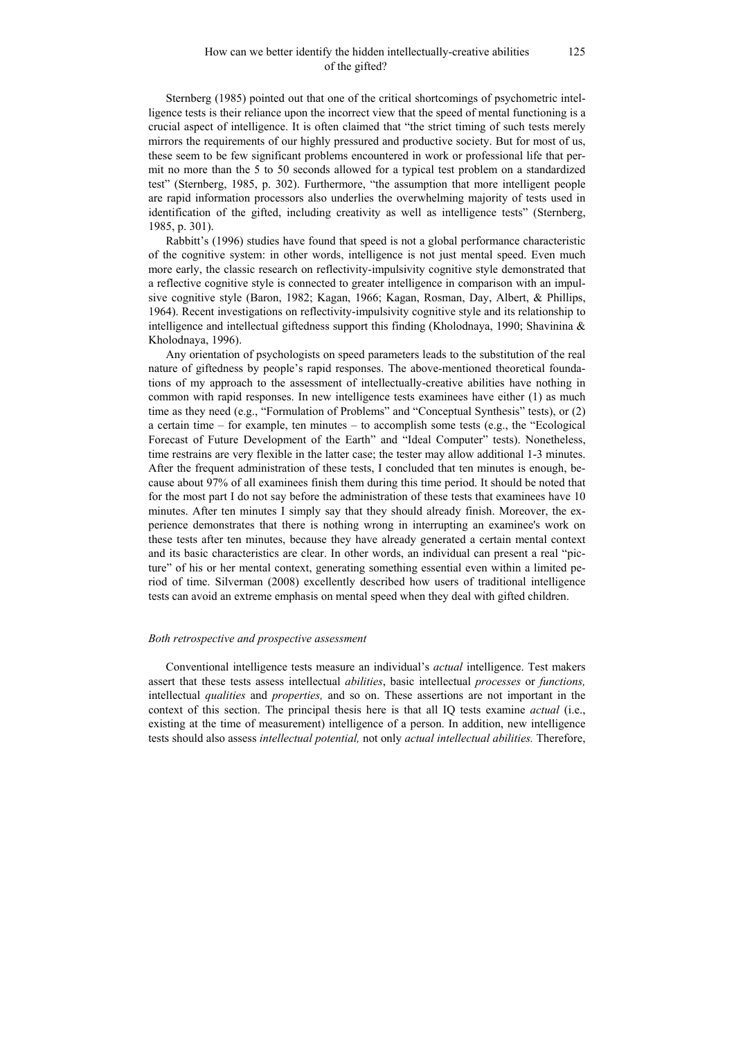Sternberg (1985) pointed out that one of the critical shortcomings of psychometric intelligence tests is their reliance upon the incorrect view that the speed of mental functioning is a crucial aspect of intelligence. It is often claimed that "the strict timing of such tests merely mirrors the requirements of our highly pressured and productive society. But for most of us, these seem to be few significant problems encountered in work or professional life that permit no more than the 5 to 50 seconds allowed for a typical test problem on a standardized test" (Sternberg, 1985, p. 302). Furthermore, "the assumption that more intelligent people are rapid information processors also underlies the overwhelming majority of tests used in identification of the gifted, including creativity as well as intelligence tests" (Sternberg, 1985, p. 301).

Rabbitt's (1996) studies have found that speed is not a global performance characteristic of the cognitive system: in other words, intelligence is not just mental speed. Even much more early, the classic research on reflectivity-impulsivity cognitive style demonstrated that a reflective cognitive style is connected to greater intelligence in comparison with an impulsive cognitive style (Baron, 1982; Kagan, 1966; Kagan, Rosman, Day, Albert, & Phillips, 1964). Recent investigations on reflectivity-impulsivity cognitive style and its relationship to intelligence and intellectual giftedness support this finding (Kholodnaya, 1990; Shavinina & Kholodnaya, 1996).

Any orientation of psychologists on speed parameters leads to the substitution of the real nature of giftedness by people's rapid responses. The above-mentioned theoretical foundations of my approach to the assessment of intellectually-creative abilities have nothing in common with rapid responses. In new intelligence tests examinees have either (1) as much time as they need (e.g., "Formulation of Problems" and "Conceptual Synthesis" tests), or (2) a certain time – for example, ten minutes – to accomplish some tests (e.g., the "Ecological Forecast of Future Development of the Earth" and "Ideal Computer" tests). Nonetheless, time restrains are very flexible in the latter case; the tester may allow additional 1-3 minutes. After the frequent administration of these tests, I concluded that ten minutes is enough, because about 97% of all examinees finish them during this time period. It should be noted that for the most part I do not say before the administration of these tests that examinees have 10 minutes. After ten minutes I simply say that they should already finish. Moreover, the experience demonstrates that there is nothing wrong in interrupting an examinee's work on these tests after ten minutes, because they have already generated a certain mental context and its basic characteristics are clear. In other words, an individual can present a real "picture" of his or her mental context, generating something essential even within a limited period of time. Silverman (2008) excellently described how users of traditional intelligence tests can avoid an extreme emphasis on mental speed when they deal with gifted children.

*Both retrospective and prospective assessment*

Conventional intelligence tests measure an individual's *actual* intelligence. Test makers assert that these tests assess intellectual *abilities*, basic intellectual *processes* or *functions,* intellectual *qualities* and *properties,* and so on. These assertions are not important in the context of this section. The principal thesis here is that all IQ tests examine *actual* (i.e., existing at the time of measurement) intelligence of a person. In addition, new intelligence tests should also assess *intellectual potential,* not only *actual intellectual abilities.* Therefore,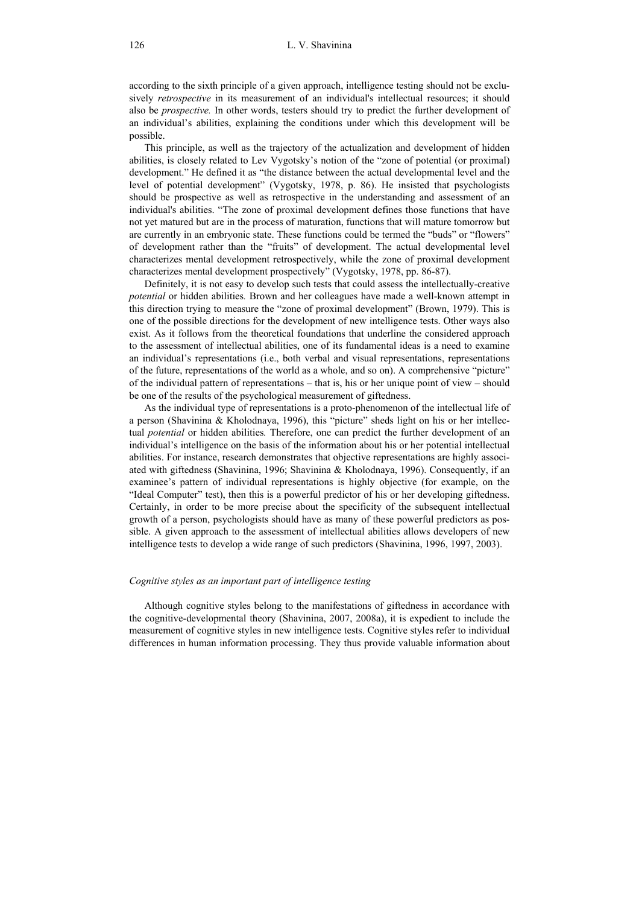according to the sixth principle of a given approach, intelligence testing should not be exclusively *retrospective* in its measurement of an individual's intellectual resources; it should also be *prospective.* In other words, testers should try to predict the further development of an individual's abilities, explaining the conditions under which this development will be possible.

This principle, as well as the trajectory of the actualization and development of hidden abilities, is closely related to Lev Vygotsky's notion of the "zone of potential (or proximal) development." He defined it as "the distance between the actual developmental level and the level of potential development" (Vygotsky, 1978, p. 86). He insisted that psychologists should be prospective as well as retrospective in the understanding and assessment of an individual's abilities. "The zone of proximal development defines those functions that have not yet matured but are in the process of maturation, functions that will mature tomorrow but are currently in an embryonic state. These functions could be termed the "buds" or "flowers" of development rather than the "fruits" of development. The actual developmental level characterizes mental development retrospectively, while the zone of proximal development characterizes mental development prospectively" (Vygotsky, 1978, pp. 86-87).

Definitely, it is not easy to develop such tests that could assess the intellectually-creative *potential* or hidden abilities*.* Brown and her colleagues have made a well-known attempt in this direction trying to measure the "zone of proximal development" (Brown, 1979). This is one of the possible directions for the development of new intelligence tests. Other ways also exist. As it follows from the theoretical foundations that underline the considered approach to the assessment of intellectual abilities, one of its fundamental ideas is a need to examine an individual's representations (i.e., both verbal and visual representations, representations of the future, representations of the world as a whole, and so on). A comprehensive "picture" of the individual pattern of representations – that is, his or her unique point of view – should be one of the results of the psychological measurement of giftedness.

As the individual type of representations is a proto-phenomenon of the intellectual life of a person (Shavinina & Kholodnaya, 1996), this "picture" sheds light on his or her intellectual *potential* or hidden abilities*.* Therefore, one can predict the further development of an individual's intelligence on the basis of the information about his or her potential intellectual abilities. For instance, research demonstrates that objective representations are highly associated with giftedness (Shavinina, 1996; Shavinina & Kholodnaya, 1996). Consequently, if an examinee's pattern of individual representations is highly objective (for example, on the "Ideal Computer" test), then this is a powerful predictor of his or her developing giftedness. Certainly, in order to be more precise about the specificity of the subsequent intellectual growth of a person, psychologists should have as many of these powerful predictors as possible. A given approach to the assessment of intellectual abilities allows developers of new intelligence tests to develop a wide range of such predictors (Shavinina, 1996, 1997, 2003).

### *Cognitive styles as an important part of intelligence testing*

Although cognitive styles belong to the manifestations of giftedness in accordance with the cognitive-developmental theory (Shavinina, 2007, 2008a), it is expedient to include the measurement of cognitive styles in new intelligence tests. Cognitive styles refer to individual differences in human information processing. They thus provide valuable information about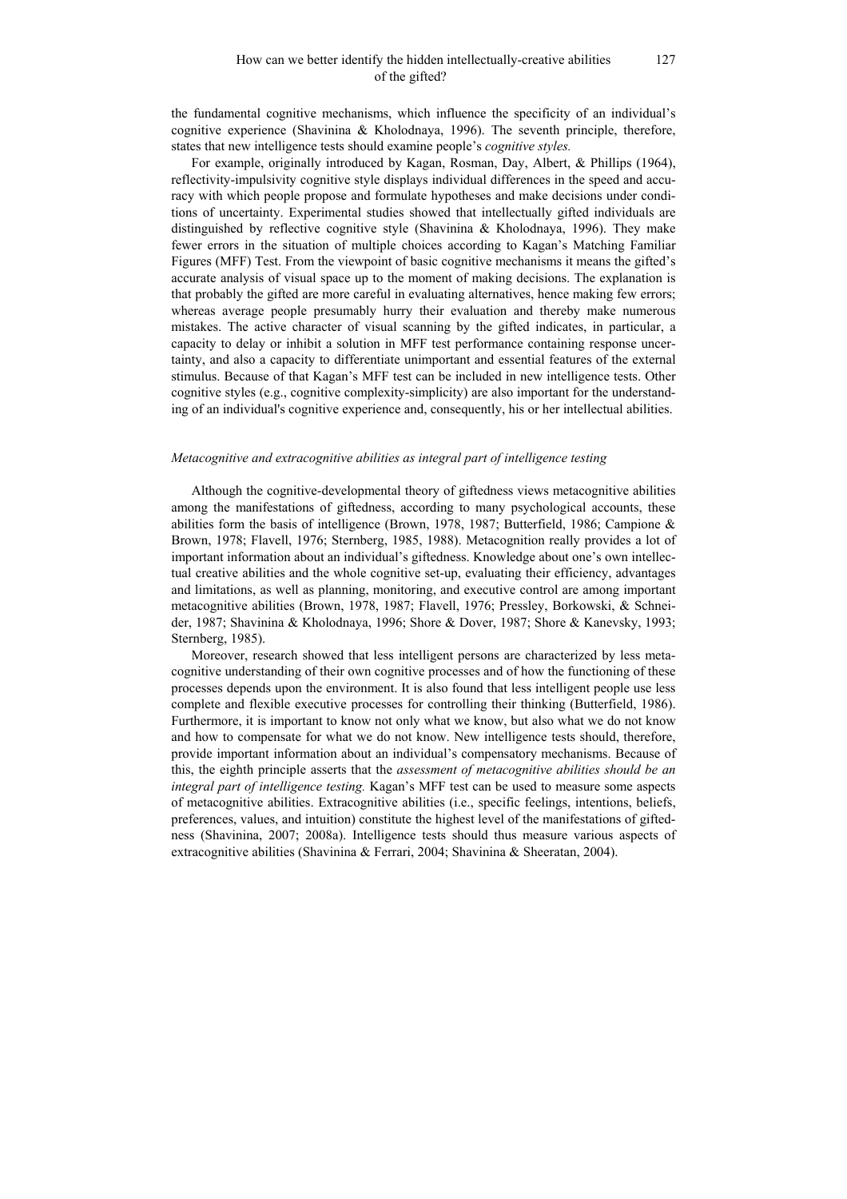the fundamental cognitive mechanisms, which influence the specificity of an individual's cognitive experience (Shavinina & Kholodnaya, 1996). The seventh principle, therefore, states that new intelligence tests should examine people's *cognitive styles.*

For example, originally introduced by Kagan, Rosman, Day, Albert, & Phillips (1964), reflectivity-impulsivity cognitive style displays individual differences in the speed and accuracy with which people propose and formulate hypotheses and make decisions under conditions of uncertainty. Experimental studies showed that intellectually gifted individuals are distinguished by reflective cognitive style (Shavinina & Kholodnaya, 1996). They make fewer errors in the situation of multiple choices according to Kagan's Matching Familiar Figures (MFF) Test. From the viewpoint of basic cognitive mechanisms it means the gifted's accurate analysis of visual space up to the moment of making decisions. The explanation is that probably the gifted are more careful in evaluating alternatives, hence making few errors; whereas average people presumably hurry their evaluation and thereby make numerous mistakes. The active character of visual scanning by the gifted indicates, in particular, a capacity to delay or inhibit a solution in MFF test performance containing response uncertainty, and also a capacity to differentiate unimportant and essential features of the external stimulus. Because of that Kagan's MFF test can be included in new intelligence tests. Other cognitive styles (e.g., cognitive complexity-simplicity) are also important for the understanding of an individual's cognitive experience and, consequently, his or her intellectual abilities.

### *Metacognitive and extracognitive abilities as integral part of intelligence testing*

Although the cognitive-developmental theory of giftedness views metacognitive abilities among the manifestations of giftedness, according to many psychological accounts, these abilities form the basis of intelligence (Brown, 1978, 1987; Butterfield, 1986; Campione & Brown, 1978; Flavell, 1976; Sternberg, 1985, 1988). Metacognition really provides a lot of important information about an individual's giftedness. Knowledge about one's own intellectual creative abilities and the whole cognitive set-up, evaluating their efficiency, advantages and limitations, as well as planning, monitoring, and executive control are among important metacognitive abilities (Brown, 1978, 1987; Flavell, 1976; Pressley, Borkowski, & Schneider, 1987; Shavinina & Kholodnaya, 1996; Shore & Dover, 1987; Shore & Kanevsky, 1993; Sternberg, 1985).

Moreover, research showed that less intelligent persons are characterized by less metacognitive understanding of their own cognitive processes and of how the functioning of these processes depends upon the environment. It is also found that less intelligent people use less complete and flexible executive processes for controlling their thinking (Butterfield, 1986). Furthermore, it is important to know not only what we know, but also what we do not know and how to compensate for what we do not know. New intelligence tests should, therefore, provide important information about an individual's compensatory mechanisms. Because of this, the eighth principle asserts that the *assessment of metacognitive abilities should be an integral part of intelligence testing.* Kagan's MFF test can be used to measure some aspects of metacognitive abilities. Extracognitive abilities (i.e., specific feelings, intentions, beliefs, preferences, values, and intuition) constitute the highest level of the manifestations of giftedness (Shavinina, 2007; 2008a). Intelligence tests should thus measure various aspects of extracognitive abilities (Shavinina & Ferrari, 2004; Shavinina & Sheeratan, 2004).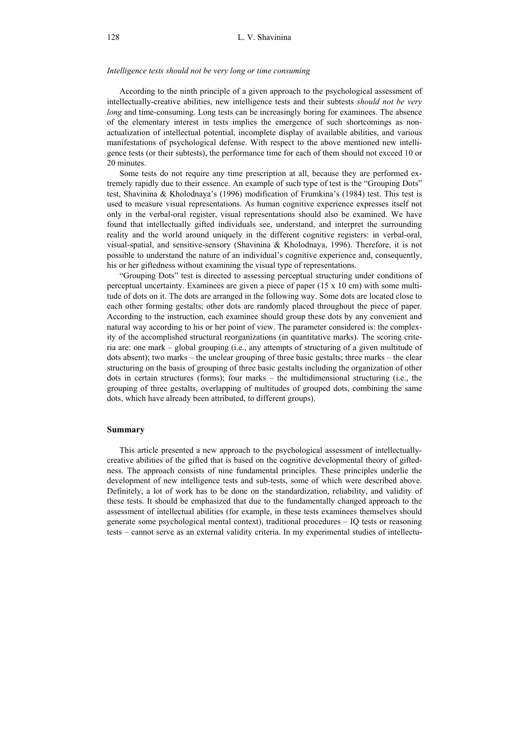*Intelligence tests should not be very long or time consuming*

According to the ninth principle of a given approach to the psychological assessment of intellectually-creative abilities, new intelligence tests and their subtests *should not be very long* and time-consuming. Long tests can be increasingly boring for examinees. The absence of the elementary interest in tests implies the emergence of such shortcomings as non-actualization of intellectual potential, incomplete display of available abilities, and various manifestations of psychological defense. With respect to the above mentioned new intelligence tests (or their subtests), the performance time for each of them should not exceed 10 or 20 minutes.

Some tests do not require any time prescription at all, because they are performed extremely rapidly due to their essence. An example of such type of test is the "Grouping Dots" test, Shavinina & Kholodnaya's (1996) modification of Frumkina's (1984) test. This test is used to measure visual representations. As human cognitive experience expresses itself not only in the verbal-oral register, visual representations should also be examined. We have found that intellectually gifted individuals see, understand, and interpret the surrounding reality and the world around uniquely in the different cognitive registers: in verbal-oral, visual-spatial, and sensitive-sensory (Shavinina & Kholodnaya, 1996). Therefore, it is not possible to understand the nature of an individual's cognitive experience and, consequently, his or her giftedness without examining the visual type of representations.

"Grouping Dots" test is directed to assessing perceptual structuring under conditions of perceptual uncertainty. Examinees are given a piece of paper (15 x 10 cm) with some multitude of dots on it. The dots are arranged in the following way. Some dots are located close to each other forming gestalts; other dots are randomly placed throughout the piece of paper. According to the instruction, each examinee should group these dots by any convenient and natural way according to his or her point of view. The parameter considered is: the complexity of the accomplished structural reorganizations (in quantitative marks). The scoring criteria are: one mark – global grouping (i.e., any attempts of structuring of a given multitude of dots absent); two marks – the unclear grouping of three basic gestalts; three marks – the clear structuring on the basis of grouping of three basic gestalts including the organization of other dots in certain structures (forms); four marks – the multidimensional structuring (i.e., the grouping of three gestalts, overlapping of multitudes of grouped dots, combining the same dots, which have already been attributed, to different groups).

## Summary

This article presented a new approach to the psychological assessment of intellectually-creative abilities of the gifted that is based on the cognitive developmental theory of giftedness. The approach consists of nine fundamental principles. These principles underlie the development of new intelligence tests and sub-tests, some of which were described above. Definitely, a lot of work has to be done on the standardization, reliability, and validity of these tests. It should be emphasized that due to the fundamentally changed approach to the assessment of intellectual abilities (for example, in these tests examinees themselves should generate some psychological mental context), traditional procedures – IQ tests or reasoning tests – cannot serve as an external validity criteria. In my experimental studies of intellectu-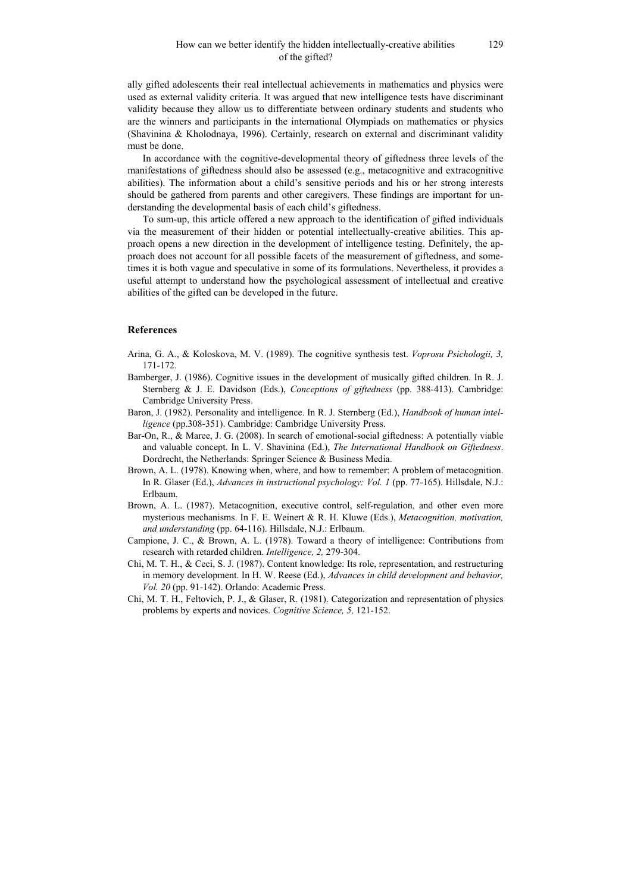ally gifted adolescents their real intellectual achievements in mathematics and physics were used as external validity criteria. It was argued that new intelligence tests have discriminant validity because they allow us to differentiate between ordinary students and students who are the winners and participants in the international Olympiads on mathematics or physics (Shavinina & Kholodnaya, 1996). Certainly, research on external and discriminant validity must be done.

In accordance with the cognitive-developmental theory of giftedness three levels of the manifestations of giftedness should also be assessed (e.g., metacognitive and extracognitive abilities). The information about a child's sensitive periods and his or her strong interests should be gathered from parents and other caregivers. These findings are important for understanding the developmental basis of each child's giftedness.

To sum-up, this article offered a new approach to the identification of gifted individuals via the measurement of their hidden or potential intellectually-creative abilities. This approach opens a new direction in the development of intelligence testing. Definitely, the approach does not account for all possible facets of the measurement of giftedness, and sometimes it is both vague and speculative in some of its formulations. Nevertheless, it provides a useful attempt to understand how the psychological assessment of intellectual and creative abilities of the gifted can be developed in the future.

## References

Arina, G. A., & Koloskova, M. V. (1989). The cognitive synthesis test. *Voprosu Psichologii, 3,* 171-172.

Bamberger, J. (1986). Cognitive issues in the development of musically gifted children. In R. J. Sternberg & J. E. Davidson (Eds.), *Conceptions of giftedness* (pp. 388-413). Cambridge: Cambridge University Press.

Baron, J. (1982). Personality and intelligence. In R. J. Sternberg (Ed.), *Handbook of human intelligence* (pp.308-351). Cambridge: Cambridge University Press.

Bar-On, R., & Maree, J. G. (2008). In search of emotional-social giftedness: A potentially viable and valuable concept. In L. V. Shavinina (Ed.), *The International Handbook on Giftedness*. Dordrecht, the Netherlands: Springer Science & Business Media.

Brown, A. L. (1978). Knowing when, where, and how to remember: A problem of metacognition. In R. Glaser (Ed.), *Advances in instructional psychology: Vol. 1* (pp. 77-165). Hillsdale, N.J.: Erlbaum.

Brown, A. L. (1987). Metacognition, executive control, self-regulation, and other even more mysterious mechanisms. In F. E. Weinert & R. H. Kluwe (Eds.), *Metacognition, motivation, and understanding* (pp. 64-116). Hillsdale, N.J.: Erlbaum.

Campione, J. C., & Brown, A. L. (1978). Toward a theory of intelligence: Contributions from research with retarded children. *Intelligence, 2,* 279-304.

Chi, M. T. H., & Ceci, S. J. (1987). Content knowledge: Its role, representation, and restructuring in memory development. In H. W. Reese (Ed.), *Advances in child development and behavior, Vol. 20* (pp. 91-142). Orlando: Academic Press.

Chi, M. T. H., Feltovich, P. J., & Glaser, R. (1981). Categorization and representation of physics problems by experts and novices. *Cognitive Science, 5,* 121-152.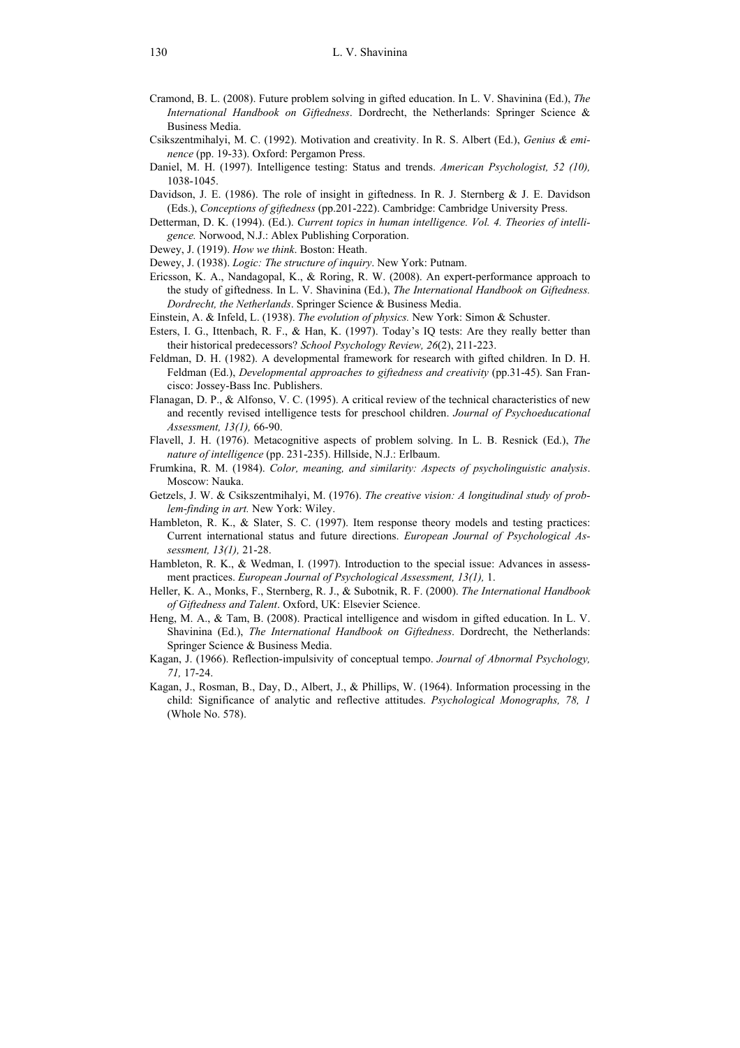Cramond, B. L. (2008). Future problem solving in gifted education. In L. V. Shavinina (Ed.), *The International Handbook on Giftedness*. Dordrecht, the Netherlands: Springer Science & Business Media.

Csikszentmihalyi, M. C. (1992). Motivation and creativity. In R. S. Albert (Ed.), *Genius & eminence* (pp. 19-33). Oxford: Pergamon Press.

Daniel, M. H. (1997). Intelligence testing: Status and trends. *American Psychologist, 52 (10),* 1038-1045.

Davidson, J. E. (1986). The role of insight in giftedness. In R. J. Sternberg & J. E. Davidson (Eds.), *Conceptions of giftedness* (pp.201-222). Cambridge: Cambridge University Press.

Detterman, D. K. (1994). (Ed.). *Current topics in human intelligence. Vol. 4. Theories of intelligence.* Norwood, N.J.: Ablex Publishing Corporation.

Dewey, J. (1919). *How we think*. Boston: Heath.

Dewey, J. (1938). *Logic: The structure of inquiry*. New York: Putnam.

Ericsson, K. A., Nandagopal, K., & Roring, R. W. (2008). An expert-performance approach to the study of giftedness. In L. V. Shavinina (Ed.), *The International Handbook on Giftedness. Dordrecht, the Netherlands*. Springer Science & Business Media.

Einstein, A. & Infeld, L. (1938). *The evolution of physics.* New York: Simon & Schuster.

Esters, I. G., Ittenbach, R. F., & Han, K. (1997). Today's IQ tests: Are they really better than their historical predecessors? *School Psychology Review, 26*(2), 211-223.

Feldman, D. H. (1982). A developmental framework for research with gifted children. In D. H. Feldman (Ed.), *Developmental approaches to giftedness and creativity* (pp.31-45). San Francisco: Jossey-Bass Inc. Publishers.

Flanagan, D. P., & Alfonso, V. C. (1995). A critical review of the technical characteristics of new and recently revised intelligence tests for preschool children. *Journal of Psychoeducational Assessment, 13(1),* 66-90.

Flavell, J. H. (1976). Metacognitive aspects of problem solving. In L. B. Resnick (Ed.), *The nature of intelligence* (pp. 231-235). Hillside, N.J.: Erlbaum.

Frumkina, R. M. (1984). *Color, meaning, and similarity: Aspects of psycholinguistic analysis*. Moscow: Nauka.

Getzels, J. W. & Csikszentmihalyi, M. (1976). *The creative vision: A longitudinal study of problem-finding in art.* New York: Wiley.

Hambleton, R. K., & Slater, S. C. (1997). Item response theory models and testing practices: Current international status and future directions. *European Journal of Psychological Assessment, 13(1),* 21-28.

Hambleton, R. K., & Wedman, I. (1997). Introduction to the special issue: Advances in assessment practices. *European Journal of Psychological Assessment, 13(1),* 1.

Heller, K. A., Monks, F., Sternberg, R. J., & Subotnik, R. F. (2000). *The International Handbook of Giftedness and Talent*. Oxford, UK: Elsevier Science.

Heng, M. A., & Tam, B. (2008). Practical intelligence and wisdom in gifted education. In L. V. Shavinina (Ed.), *The International Handbook on Giftedness*. Dordrecht, the Netherlands: Springer Science & Business Media.

Kagan, J. (1966). Reflection-impulsivity of conceptual tempo. *Journal of Abnormal Psychology, 71,* 17-24.

Kagan, J., Rosman, B., Day, D., Albert, J., & Phillips, W. (1964). Information processing in the child: Significance of analytic and reflective attitudes. *Psychological Monographs, 78, 1* (Whole No. 578).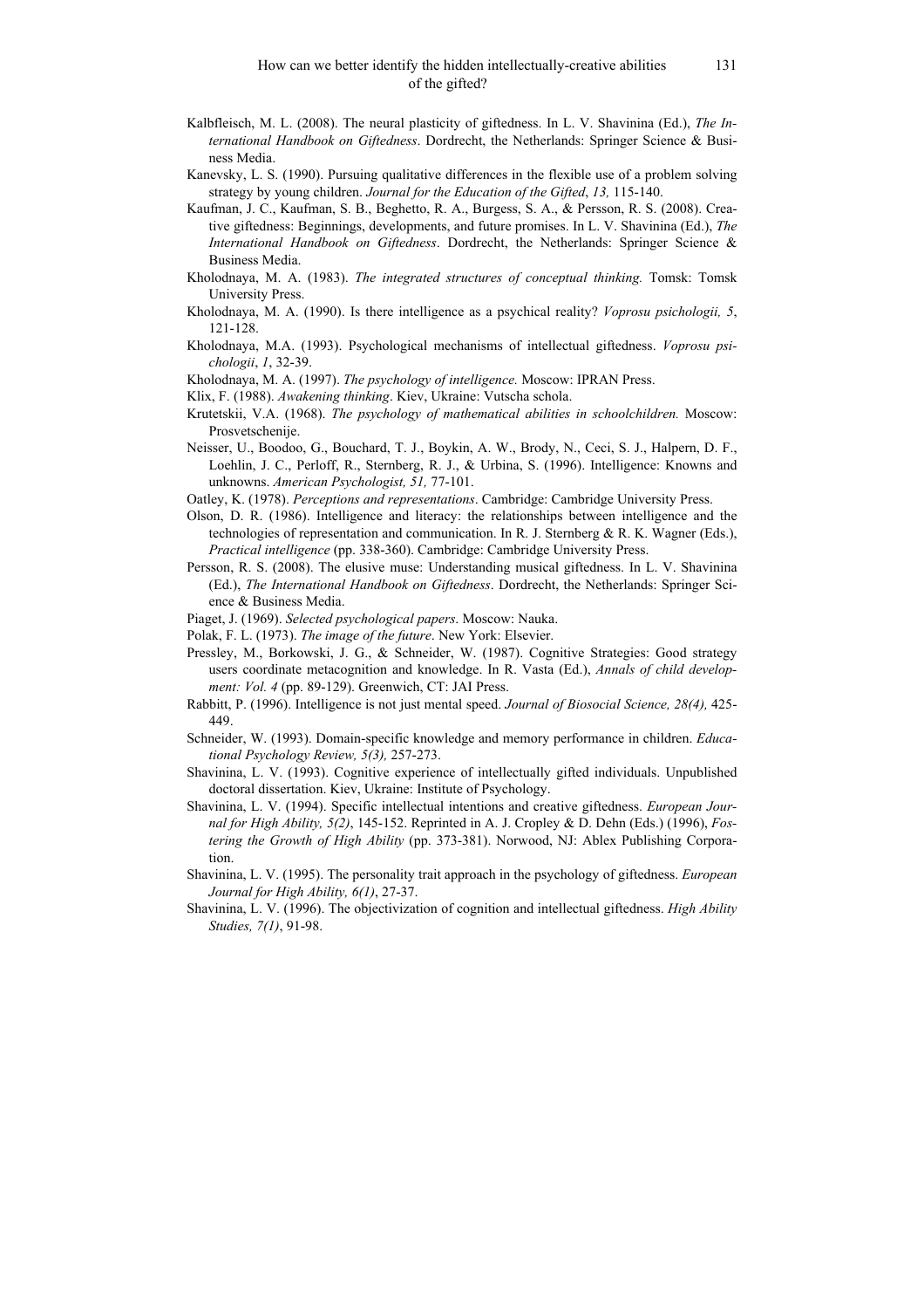Kalbfleisch, M. L. (2008). The neural plasticity of giftedness. In L. V. Shavinina (Ed.), *The International Handbook on Giftedness*. Dordrecht, the Netherlands: Springer Science & Business Media.

Kanevsky, L. S. (1990). Pursuing qualitative differences in the flexible use of a problem solving strategy by young children. *Journal for the Education of the Gifted*, *13,* 115-140.

Kaufman, J. C., Kaufman, S. B., Beghetto, R. A., Burgess, S. A., & Persson, R. S. (2008). Creative giftedness: Beginnings, developments, and future promises. In L. V. Shavinina (Ed.), *The International Handbook on Giftedness*. Dordrecht, the Netherlands: Springer Science & Business Media.

Kholodnaya, M. A. (1983). *The integrated structures of conceptual thinking.* Tomsk: Tomsk University Press.

Kholodnaya, M. A. (1990). Is there intelligence as a psychical reality? *Voprosu psikhologii, 5*, 121-128.

Kholodnaya, M.A. (1993). Psychological mechanisms of intellectual giftedness. *Voprosu psichologii*, *1*, 32-39.

Kholodnaya, M. A. (1997). *The psychology of intelligence.* Moscow: IPRAN Press.

Klix, F. (1988). *Awakening thinking*. Kiev, Ukraine: Vutscha schola.

Krutetskii, V.A. (1968). *The psychology of mathematical abilities in schoolchildren.* Moscow: Prosvetschenije.

Neisser, U., Boodoo, G., Bouchard, T. J., Boykin, A. W., Brody, N., Ceci, S. J., Halpern, D. F., Loehlin, J. C., Perloff, R., Sternberg, R. J., & Urbina, S. (1996). Intelligence: Knowns and unknowns. *American Psychologist, 51,* 77-101.

Oatley, K. (1978). *Perceptions and representations*. Cambridge: Cambridge University Press.

Olson, D. R. (1986). Intelligence and literacy: the relationships between intelligence and the technologies of representation and communication. In R. J. Sternberg & R. K. Wagner (Eds.), *Practical intelligence* (pp. 338-360). Cambridge: Cambridge University Press.

Persson, R. S. (2008). The elusive muse: Understanding musical giftedness. In L. V. Shavinina (Ed.), *The International Handbook on Giftedness*. Dordrecht, the Netherlands: Springer Science & Business Media.

Piaget, J. (1969). *Selected psychological papers*. Moscow: Nauka.

Polak, F. L. (1973). *The image of the future*. New York: Elsevier.

Pressley, M., Borkowski, J. G., & Schneider, W. (1987). Cognitive Strategies: Good strategy users coordinate metacognition and knowledge. In R. Vasta (Ed.), *Annals of child development: Vol. 4* (pp. 89-129). Greenwich, CT: JAI Press.

Rabbitt, P. (1996). Intelligence is not just mental speed. *Journal of Biosocial Science, 28(4),* 425-449.

Schneider, W. (1993). Domain-specific knowledge and memory performance in children. *Educational Psychology Review, 5(3),* 257-273.

Shavinina, L. V. (1993). Cognitive experience of intellectually gifted individuals. Unpublished doctoral dissertation. Kiev, Ukraine: Institute of Psychology.

Shavinina, L. V. (1994). Specific intellectual intentions and creative giftedness. *European Journal for High Ability, 5(2)*, 145-152. Reprinted in A. J. Cropley & D. Dehn (Eds.) (1996), *Fostering the Growth of High Ability* (pp. 373-381). Norwood, NJ: Ablex Publishing Corporation.

Shavinina, L. V. (1995). The personality trait approach in the psychology of giftedness. *European Journal for High Ability, 6(1)*, 27-37.

Shavinina, L. V. (1996). The objectivization of cognition and intellectual giftedness. *High Ability Studies, 7(1)*, 91-98.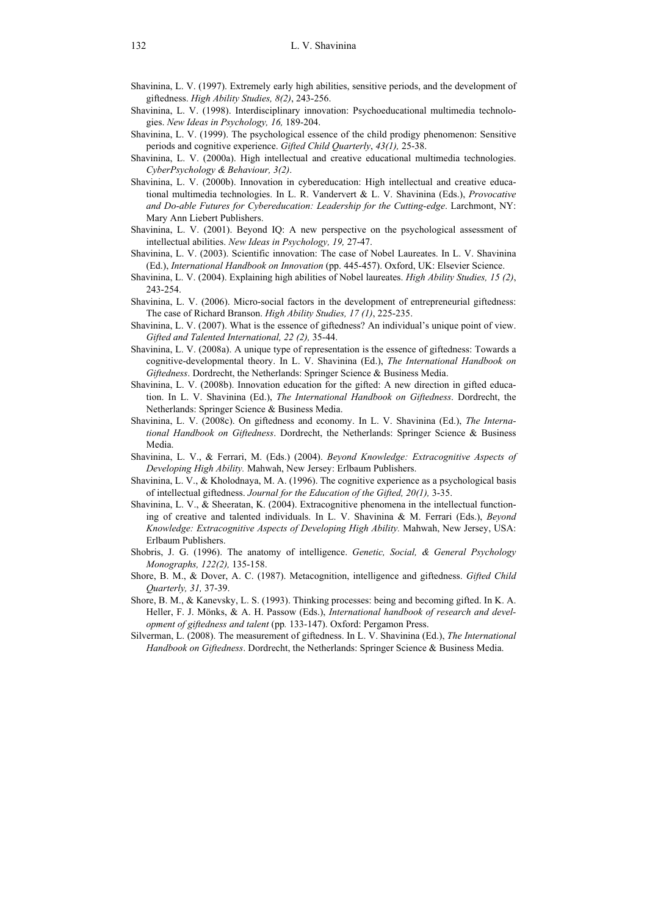Shavinina, L. V. (1997). Extremely early high abilities, sensitive periods, and the development of giftedness. *High Ability Studies, 8(2)*, 243-256.

Shavinina, L. V. (1998). Interdisciplinary innovation: Psychoeducational multimedia technologies. *New Ideas in Psychology, 16,* 189-204.

Shavinina, L. V. (1999). The psychological essence of the child prodigy phenomenon: Sensitive periods and cognitive experience. *Gifted Child Quarterly*, *43(1),* 25-38.

Shavinina, L. V. (2000a). High intellectual and creative educational multimedia technologies. *CyberPsychology & Behaviour, 3(2)*.

Shavinina, L. V. (2000b). Innovation in cybereducation: High intellectual and creative educational multimedia technologies. In L. R. Vandervert & L. V. Shavinina (Eds.), *Provocative and Do-able Futures for Cybereducation: Leadership for the Cutting-edge*. Larchmont, NY: Mary Ann Liebert Publishers.

Shavinina, L. V. (2001). Beyond IQ: A new perspective on the psychological assessment of intellectual abilities. *New Ideas in Psychology, 19,* 27-47.

Shavinina, L. V. (2003). Scientific innovation: The case of Nobel Laureates. In L. V. Shavinina (Ed.), *International Handbook on Innovation* (pp. 445-457). Oxford, UK: Elsevier Science.

Shavinina, L. V. (2004). Explaining high abilities of Nobel laureates. *High Ability Studies, 15 (2)*, 243-254.

Shavinina, L. V. (2006). Micro-social factors in the development of entrepreneurial giftedness: The case of Richard Branson. *High Ability Studies, 17 (1)*, 225-235.

Shavinina, L. V. (2007). What is the essence of giftedness? An individual's unique point of view. *Gifted and Talented International, 22 (2),* 35-44.

Shavinina, L. V. (2008a). A unique type of representation is the essence of giftedness: Towards a cognitive-developmental theory. In L. V. Shavinina (Ed.), *The International Handbook on Giftedness*. Dordrecht, the Netherlands: Springer Science & Business Media.

Shavinina, L. V. (2008b). Innovation education for the gifted: A new direction in gifted education. In L. V. Shavinina (Ed.), *The International Handbook on Giftedness*. Dordrecht, the Netherlands: Springer Science & Business Media.

Shavinina, L. V. (2008c). On giftedness and economy. In L. V. Shavinina (Ed.), *The International Handbook on Giftedness*. Dordrecht, the Netherlands: Springer Science & Business Media.

Shavinina, L. V., & Ferrari, M. (Eds.) (2004). *Beyond Knowledge: Extracognitive Aspects of Developing High Ability.* Mahwah, New Jersey: Erlbaum Publishers.

Shavinina, L. V., & Kholodnaya, M. A. (1996). The cognitive experience as a psychological basis of intellectual giftedness. *Journal for the Education of the Gifted, 20(1),* 3-35.

Shavinina, L. V., & Sheeratan, K. (2004). Extracognitive phenomena in the intellectual functioning of creative and talented individuals. In L. V. Shavinina & M. Ferrari (Eds.), *Beyond Knowledge: Extracognitive Aspects of Developing High Ability.* Mahwah, New Jersey, USA: Erlbaum Publishers.

Shobris, J. G. (1996). The anatomy of intelligence. *Genetic, Social, & General Psychology Monographs, 122(2),* 135-158.

Shore, B. M., & Dover, A. C. (1987). Metacognition, intelligence and giftedness. *Gifted Child Quarterly, 31,* 37-39.

Shore, B. M., & Kanevsky, L. S. (1993). Thinking processes: being and becoming gifted. In K. A. Heller, F. J. Mönks, & A. H. Passow (Eds.), *International handbook of research and development of giftedness and talent* (pp*.* 133-147). Oxford: Pergamon Press.

Silverman, L. (2008). The measurement of giftedness. In L. V. Shavinina (Ed.), *The International Handbook on Giftedness*. Dordrecht, the Netherlands: Springer Science & Business Media.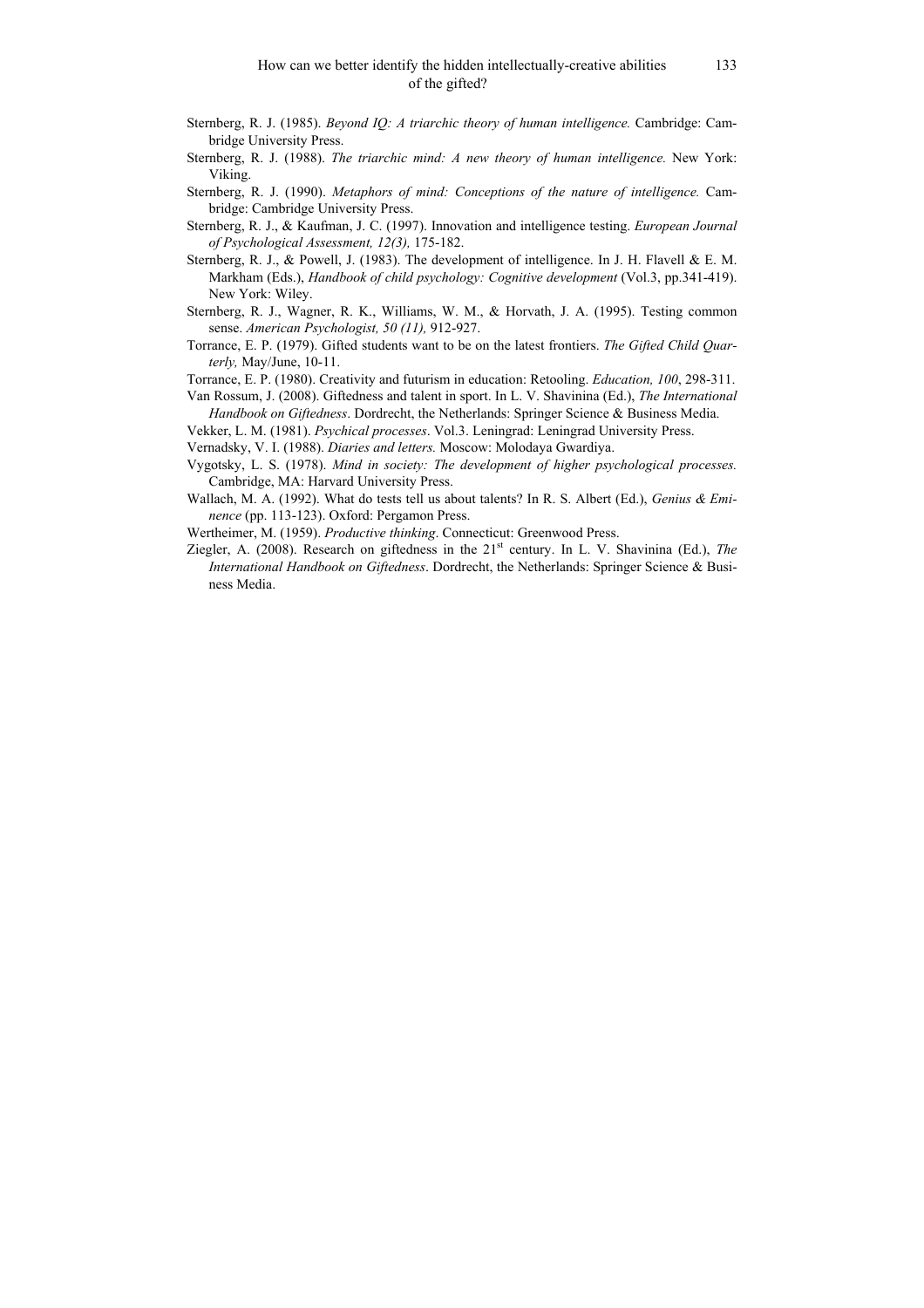Sternberg, R. J. (1985). *Beyond IQ: A triarchic theory of human intelligence.* Cambridge: Cambridge University Press.

Sternberg, R. J. (1988). *The triarchic mind: A new theory of human intelligence.* New York: Viking.

Sternberg, R. J. (1990). *Metaphors of mind: Conceptions of the nature of intelligence.* Cambridge: Cambridge University Press.

Sternberg, R. J., & Kaufman, J. C. (1997). Innovation and intelligence testing. *European Journal of Psychological Assessment, 12(3),* 175-182.

Sternberg, R. J., & Powell, J. (1983). The development of intelligence. In J. H. Flavell & E. M. Markham (Eds.), *Handbook of child psychology: Cognitive development* (Vol.3, pp.341-419). New York: Wiley.

Sternberg, R. J., Wagner, R. K., Williams, W. M., & Horvath, J. A. (1995). Testing common sense. *American Psychologist, 50 (11),* 912-927.

Torrance, E. P. (1979). Gifted students want to be on the latest frontiers. *The Gifted Child Quarterly,* May/June, 10-11.

Torrance, E. P. (1980). Creativity and futurism in education: Retooling. *Education, 100*, 298-311.

Van Rossum, J. (2008). Giftedness and talent in sport. In L. V. Shavinina (Ed.), *The International Handbook on Giftedness*. Dordrecht, the Netherlands: Springer Science & Business Media.

Vekker, L. M. (1981). *Psychical processes*. Vol.3. Leningrad: Leningrad University Press.

Vernadsky, V. I. (1988). *Diaries and letters.* Moscow: Molodaya Gwardiya.

Vygotsky, L. S. (1978). *Mind in society: The development of higher psychological processes.* Cambridge, MA: Harvard University Press.

Wallach, M. A. (1992). What do tests tell us about talents? In R. S. Albert (Ed.), *Genius & Eminence* (pp. 113-123). Oxford: Pergamon Press.

Wertheimer, M. (1959). *Productive thinking*. Connecticut: Greenwood Press.

Ziegler, A. (2008). Research on giftedness in the 21st century. In L. V. Shavinina (Ed.), *The International Handbook on Giftedness*. Dordrecht, the Netherlands: Springer Science & Business Media.